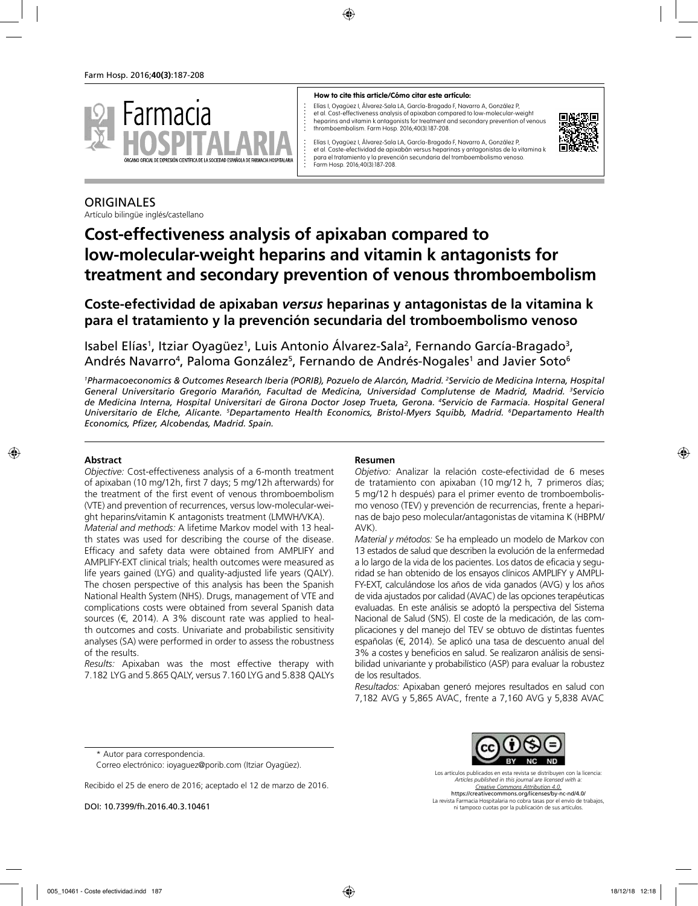**How to cite this article/Cómo citar este artículo:**

Elías I, Oyagüez I, Álvarez-Sala LA, García-Bragado F, Navarro A, González P, et al. Cost-effectiveness analysis of apixaban compared to low-molecular-weight heparins and vitamin k antagonists for treatment and secondary prevention of venous thromboembolism. Farm Hosp. 2016;40(3):187-208.

Elías I, Oyagüez I, Álvarez-Sala LA, García-Bragado F, Navarro A, González P, et al. Coste-efectividad de apixabán versus heparinas y antagonistas de la vitamina k para el tratamiento y la prevención secundaria del tromboembolismo venoso. Farm Hosp. 2016;40(3):187-208.

ORIGINALES

Artículo bilingüe inglés/castellano

# Cost-effectiveness analysis of apixaban compared to low-molecular-weight heparins and vitamin k antagonists for treatment and secondary prevention of venous thromboembolism

## Coste-efectividad de apixaban *versus* heparinas y antagonistas de la vitamina k para el tratamiento y la prevención secundaria del tromboembolismo venoso

Isabel Elías[1], Itziar Oyagüez[1], Luis Antonio Álvarez-Sala[2], Fernando García-Bragado[3], Andrés Navarro[4], Paloma González[5], Fernando de Andrés-Nogales[1] and Javier Soto[6]

*[1]Pharmacoeconomics & Outcomes Research Iberia (PORIB), Pozuelo de Alarcón, Madrid. [2]Servicio de Medicina Interna, Hospital General Universitario Gregorio Marañón, Facultad de Medicina, Universidad Complutense de Madrid, Madrid. [3]Servicio de Medicina Interna, Hospital Universitari de Girona Doctor Josep Trueta, Gerona. [4]Servicio de Farmacia. Hospital General Universitario de Elche, Alicante. [5]Departamento Health Economics, Bristol-Myers Squibb, Madrid. [6]Departamento Health Economics, Pfizer, Alcobendas, Madrid. Spain.*

### Abstract

*Objective:* Cost-effectiveness analysis of a 6-month treatment of apixaban (10 mg/12h, first 7 days; 5 mg/12h afterwards) for the treatment of the first event of venous thromboembolism (VTE) and prevention of recurrences, versus low-molecular-weight heparins/vitamin K antagonists treatment (LMWH/VKA).

*Material and methods:* A lifetime Markov model with 13 health states was used for describing the course of the disease. Efficacy and safety data were obtained from AMPLIFY and AMPLIFY-EXT clinical trials; health outcomes were measured as life years gained (LYG) and quality-adjusted life years (QALY). The chosen perspective of this analysis has been the Spanish National Health System (NHS). Drugs, management of VTE and complications costs were obtained from several Spanish data sources (€, 2014). A 3% discount rate was applied to health outcomes and costs. Univariate and probabilistic sensitivity analyses (SA) were performed in order to assess the robustness of the results.

*Results:* Apixaban was the most effective therapy with 7.182 LYG and 5.865 QALY, versus 7.160 LYG and 5.838 QALYs

### Resumen

*Objetivo:* Analizar la relación coste-efectividad de 6 meses de tratamiento con apixaban (10 mg/12 h, 7 primeros días; 5 mg/12 h después) para el primer evento de tromboembolismo venoso (TEV) y prevención de recurrencias, frente a heparinas de bajo peso molecular/antagonistas de vitamina K (HBPM/AVK).

*Material y métodos:* Se ha empleado un modelo de Markov con 13 estados de salud que describen la evolución de la enfermedad a lo largo de la vida de los pacientes. Los datos de eficacia y seguridad se han obtenido de los ensayos clínicos AMPLIFY y AMPLIFY-EXT, calculándose los años de vida ganados (AVG) y los años de vida ajustados por calidad (AVAC) de las opciones terapéuticas evaluadas. En este análisis se adoptó la perspectiva del Sistema Nacional de Salud (SNS). El coste de la medicación, de las complicaciones y del manejo del TEV se obtuvo de distintas fuentes españolas (€, 2014). Se aplicó una tasa de descuento anual del 3% a costes y beneficios en salud. Se realizaron análisis de sensibilidad univariante y probabilístico (ASP) para evaluar la robustez de los resultados.

*Resultados:* Apixaban generó mejores resultados en salud con 7,182 AVG y 5,865 AVAC, frente a 7,160 AVG y 5,838 AVAC

\* Autor para correspondencia.

Correo electrónico: ioyaguez@porib.com (Itziar Oyagüez).

Recibido el 25 de enero de 2016; aceptado el 12 de marzo de 2016.

DOI: 10.7399/fh.2016.40.3.10461

Los artículos publicados en esta revista se distribuyen con la licencia: *Articles published in this journal are licensed with a: Creative Commons Attribution 4.0.* https://creativecommons.org/licenses/by-nc-nd/4.0/ La revista Farmacia Hospitalaria no cobra tasas por el envío de trabajos, ni tampoco cuotas por la publicación de sus artículos.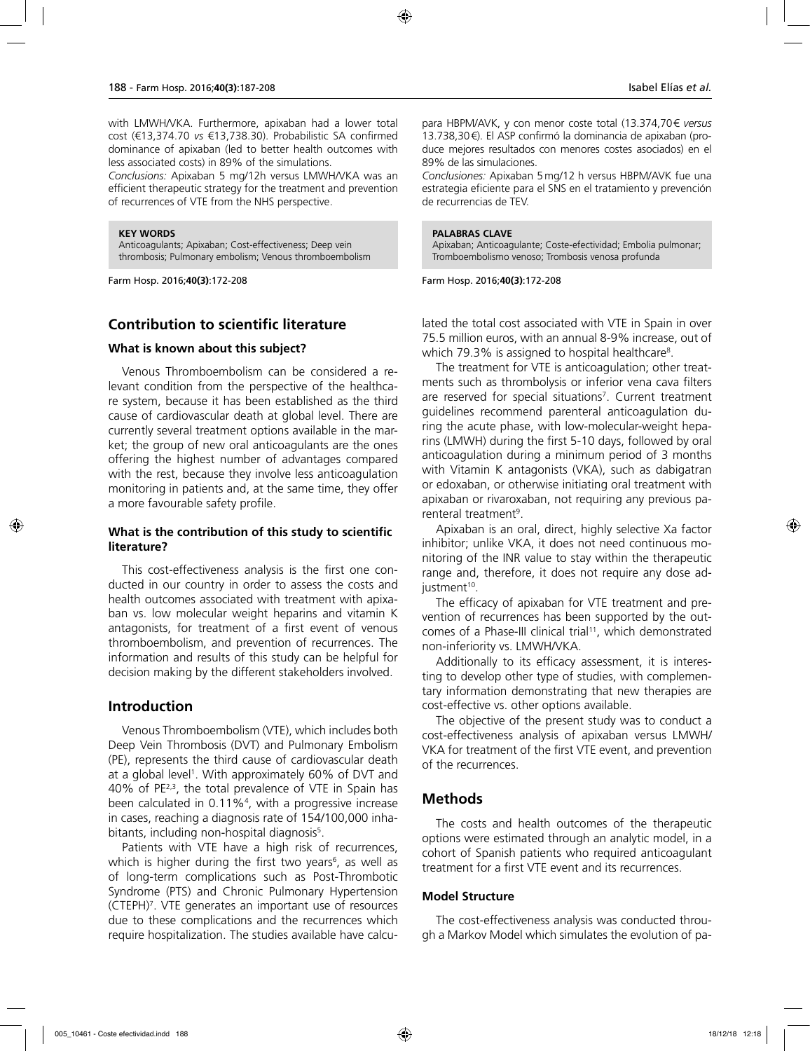with LMWH/VKA. Furthermore, apixaban had a lower total cost (€13,374.70 *vs* €13,738.30). Probabilistic SA confirmed dominance of apixaban (led to better health outcomes with less associated costs) in 89% of the simulations.

*Conclusions:* Apixaban 5 mg/12h versus LMWH/VKA was an efficient therapeutic strategy for the treatment and prevention of recurrences of VTE from the NHS perspective.

**KEY WORDS**
Anticoagulants; Apixaban; Cost-effectiveness; Deep vein thrombosis; Pulmonary embolism; Venous thromboembolism

Farm Hosp. 2016;**40(3)**:172-208

para HBPM/AVK, y con menor coste total (13.374,70 € *versus* 13.738,30 €). El ASP confirmó la dominancia de apixaban (produce mejores resultados con menores costes asociados) en el 89% de las simulaciones.

*Conclusiones:* Apixaban 5 mg/12 h versus HBPM/AVK fue una estrategia eficiente para el SNS en el tratamiento y prevención de recurrencias de TEV.

**PALABRAS CLAVE**
Apixaban; Anticoagulante; Coste-efectividad; Embolia pulmonar; Tromboembolismo venoso; Trombosis venosa profunda

Farm Hosp. 2016;**40(3)**:172-208

## Contribution to scientific literature

### What is known about this subject?

Venous Thromboembolism can be considered a relevant condition from the perspective of the healthcare system, because it has been established as the third cause of cardiovascular death at global level. There are currently several treatment options available in the market; the group of new oral anticoagulants are the ones offering the highest number of advantages compared with the rest, because they involve less anticoagulation monitoring in patients and, at the same time, they offer a more favourable safety profile.

### What is the contribution of this study to scientific literature?

This cost-effectiveness analysis is the first one conducted in our country in order to assess the costs and health outcomes associated with treatment with apixaban vs. low molecular weight heparins and vitamin K antagonists, for treatment of a first event of venous thromboembolism, and prevention of recurrences. The information and results of this study can be helpful for decision making by the different stakeholders involved.

## Introduction

Venous Thromboembolism (VTE), which includes both Deep Vein Thrombosis (DVT) and Pulmonary Embolism (PE), represents the third cause of cardiovascular death at a global level[1]. With approximately 60% of DVT and 40% of PE[2,3], the total prevalence of VTE in Spain has been calculated in 0.11%[4], with a progressive increase in cases, reaching a diagnosis rate of 154/100,000 inhabitants, including non-hospital diagnosis[5].

Patients with VTE have a high risk of recurrences, which is higher during the first two years[6], as well as of long-term complications such as Post-Thrombotic Syndrome (PTS) and Chronic Pulmonary Hypertension (CTEPH)[7]. VTE generates an important use of resources due to these complications and the recurrences which require hospitalization. The studies available have calculated the total cost associated with VTE in Spain in over 75.5 million euros, with an annual 8-9% increase, out of which 79.3% is assigned to hospital healthcare[8].

The treatment for VTE is anticoagulation; other treatments such as thrombolysis or inferior vena cava filters are reserved for special situations[7]. Current treatment guidelines recommend parenteral anticoagulation during the acute phase, with low-molecular-weight heparins (LMWH) during the first 5-10 days, followed by oral anticoagulation during a minimum period of 3 months with Vitamin K antagonists (VKA), such as dabigatran or edoxaban, or otherwise initiating oral treatment with apixaban or rivaroxaban, not requiring any previous parenteral treatment[9].

Apixaban is an oral, direct, highly selective Xa factor inhibitor; unlike VKA, it does not need continuous monitoring of the INR value to stay within the therapeutic range and, therefore, it does not require any dose adjustment[10].

The efficacy of apixaban for VTE treatment and prevention of recurrences has been supported by the outcomes of a Phase-III clinical trial[11], which demonstrated non-inferiority vs. LMWH/VKA.

Additionally to its efficacy assessment, it is interesting to develop other type of studies, with complementary information demonstrating that new therapies are cost-effective vs. other options available.

The objective of the present study was to conduct a cost-effectiveness analysis of apixaban versus LMWH/VKA for treatment of the first VTE event, and prevention of the recurrences.

## Methods

The costs and health outcomes of the therapeutic options were estimated through an analytic model, in a cohort of Spanish patients who required anticoagulant treatment for a first VTE event and its recurrences.

### Model Structure

The cost-effectiveness analysis was conducted through a Markov Model which simulates the evolution of pa-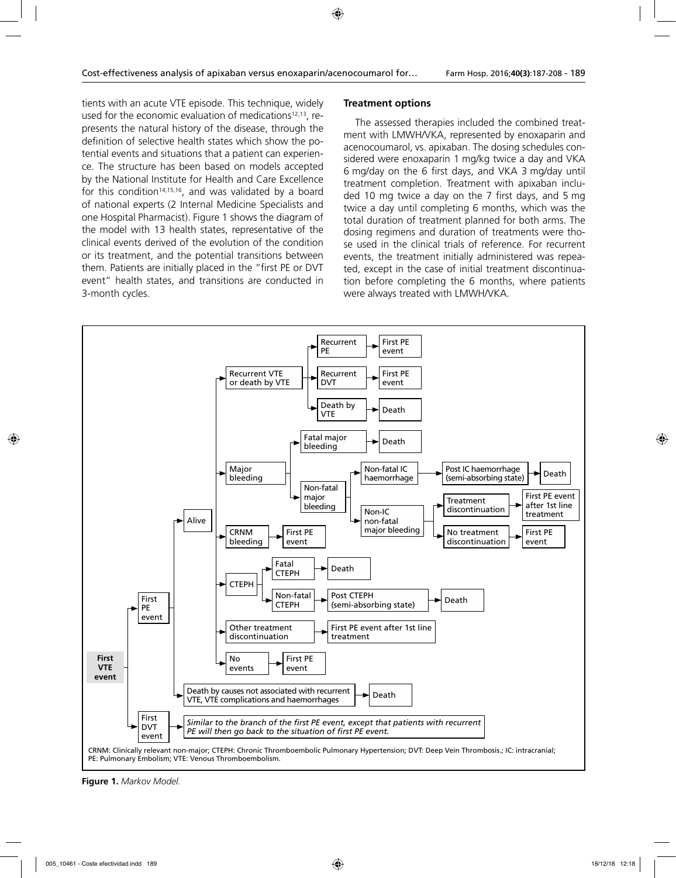tients with an acute VTE episode. This technique, widely used for the economic evaluation of medications[12,13], represents the natural history of the disease, through the definition of selective health states which show the potential events and situations that a patient can experience. The structure has been based on models accepted by the National Institute for Health and Care Excellence for this condition[14,15,16], and was validated by a board of national experts (2 Internal Medicine Specialists and one Hospital Pharmacist). Figure 1 shows the diagram of the model with 13 health states, representative of the clinical events derived of the evolution of the condition or its treatment, and the potential transitions between them. Patients are initially placed in the "first PE or DVT event" health states, and transitions are conducted in 3-month cycles.

**Treatment options**

The assessed therapies included the combined treatment with LMWH/VKA, represented by enoxaparin and acenocoumarol, vs. apixaban. The dosing schedules considered were enoxaparin 1 mg/kg twice a day and VKA 6 mg/day on the 6 first days, and VKA 3 mg/day until treatment completion. Treatment with apixaban included 10 mg twice a day on the 7 first days, and 5 mg twice a day until completing 6 months, which was the total duration of treatment planned for both arms. The dosing regimens and duration of treatments were those used in the clinical trials of reference. For recurrent events, the treatment initially administered was repeated, except in the case of initial treatment discontinuation before completing the 6 months, where patients were always treated with LMWH/VKA.

- First VTE event
  - First PE event
    - Alive
      - Recurrent VTE or death by VTE
        - Recurrent PE → First PE event
        - Recurrent DVT → First PE event
        - Death by VTE → Death
      - Major bleeding
        - Fatal major bleeding → Death
        - Non-fatal major bleeding
          - Non-fatal IC haemorrhage → Post IC haemorrhage (semi-absorbing state) → Death
          - Non-IC non-fatal major bleeding
            - Treatment discontinuation → First PE event after 1st line treatment
            - No treatment discontinuation → First PE event
      - CRNM bleeding → First PE event
      - CTEPH
        - Fatal CTEPH → Death
        - Non-fatal CTEPH → Post CTEPH (semi-absorbing state) → Death
      - Other treatment discontinuation → First PE event after 1st line treatment
      - No events → First PE event
    - Death by causes not associated with recurrent VTE, VTE complications and haemorrhages → Death
  - First DVT event → *Similar to the branch of the first PE event, except that patients with recurrent PE will then go back to the situation of first PE event.*

CRNM: Clinically relevant non-major; CTEPH: Chronic Thromboembolic Pulmonary Hypertension; DVT: Deep Vein Thrombosis.; IC: intracranial; PE: Pulmonary Embolism; VTE: Venous Thromboembolism.

**Figure 1.** *Markov Model.*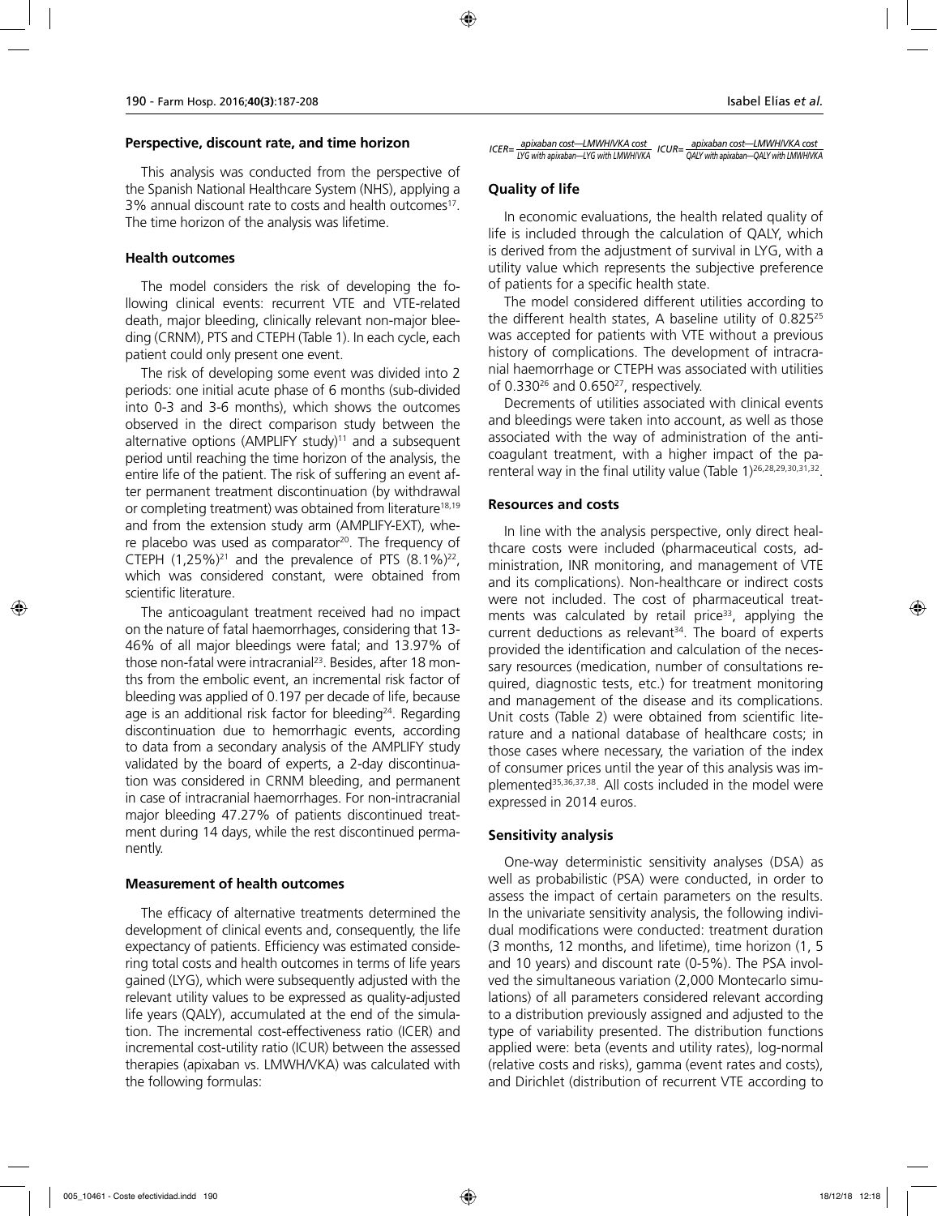### Perspective, discount rate, and time horizon

This analysis was conducted from the perspective of the Spanish National Healthcare System (NHS), applying a 3% annual discount rate to costs and health outcomes[17]. The time horizon of the analysis was lifetime.

### Health outcomes

The model considers the risk of developing the following clinical events: recurrent VTE and VTE-related death, major bleeding, clinically relevant non-major bleeding (CRNM), PTS and CTEPH (Table 1). In each cycle, each patient could only present one event.

The risk of developing some event was divided into 2 periods: one initial acute phase of 6 months (sub-divided into 0-3 and 3-6 months), which shows the outcomes observed in the direct comparison study between the alternative options (AMPLIFY study)[11] and a subsequent period until reaching the time horizon of the analysis, the entire life of the patient. The risk of suffering an event after permanent treatment discontinuation (by withdrawal or completing treatment) was obtained from literature[18,19] and from the extension study arm (AMPLIFY-EXT), where placebo was used as comparator[20]. The frequency of CTEPH (1,25%)[21] and the prevalence of PTS (8.1%)[22], which was considered constant, were obtained from scientific literature.

The anticoagulant treatment received had no impact on the nature of fatal haemorrhages, considering that 13-46% of all major bleedings were fatal; and 13.97% of those non-fatal were intracranial[23]. Besides, after 18 months from the embolic event, an incremental risk factor of bleeding was applied of 0.197 per decade of life, because age is an additional risk factor for bleeding[24]. Regarding discontinuation due to hemorrhagic events, according to data from a secondary analysis of the AMPLIFY study validated by the board of experts, a 2-day discontinuation was considered in CRNM bleeding, and permanent in case of intracranial haemorrhages. For non-intracranial major bleeding 47.27% of patients discontinued treatment during 14 days, while the rest discontinued permanently.

### Measurement of health outcomes

The efficacy of alternative treatments determined the development of clinical events and, consequently, the life expectancy of patients. Efficiency was estimated considering total costs and health outcomes in terms of life years gained (LYG), which were subsequently adjusted with the relevant utility values to be expressed as quality-adjusted life years (QALY), accumulated at the end of the simulation. The incremental cost-effectiveness ratio (ICER) and incremental cost-utility ratio (ICUR) between the assessed therapies (apixaban vs. LMWH/VKA) was calculated with the following formulas:

$$ICER = \frac{\text{apixaban cost—LMWH/VKA cost}}{\text{LYG with apixaban—LYG with LMWH/VKA}} \quad ICUR = \frac{\text{apixaban cost—LMWH/VKA cost}}{\text{QALY with apixaban—QALY with LMWH/VKA}}$$

### Quality of life

In economic evaluations, the health related quality of life is included through the calculation of QALY, which is derived from the adjustment of survival in LYG, with a utility value which represents the subjective preference of patients for a specific health state.

The model considered different utilities according to the different health states, A baseline utility of 0.825[25] was accepted for patients with VTE without a previous history of complications. The development of intracranial haemorrhage or CTEPH was associated with utilities of 0.330[26] and 0.650[27], respectively.

Decrements of utilities associated with clinical events and bleedings were taken into account, as well as those associated with the way of administration of the anticoagulant treatment, with a higher impact of the parenteral way in the final utility value (Table 1)[26,28,29,30,31,32].

### Resources and costs

In line with the analysis perspective, only direct healthcare costs were included (pharmaceutical costs, administration, INR monitoring, and management of VTE and its complications). Non-healthcare or indirect costs were not included. The cost of pharmaceutical treatments was calculated by retail price[33], applying the current deductions as relevant[34]. The board of experts provided the identification and calculation of the necessary resources (medication, number of consultations required, diagnostic tests, etc.) for treatment monitoring and management of the disease and its complications. Unit costs (Table 2) were obtained from scientific literature and a national database of healthcare costs; in those cases where necessary, the variation of the index of consumer prices until the year of this analysis was implemented[35,36,37,38]. All costs included in the model were expressed in 2014 euros.

### Sensitivity analysis

One-way deterministic sensitivity analyses (DSA) as well as probabilistic (PSA) were conducted, in order to assess the impact of certain parameters on the results. In the univariate sensitivity analysis, the following individual modifications were conducted: treatment duration (3 months, 12 months, and lifetime), time horizon (1, 5 and 10 years) and discount rate (0-5%). The PSA involved the simultaneous variation (2,000 Montecarlo simulations) of all parameters considered relevant according to a distribution previously assigned and adjusted to the type of variability presented. The distribution functions applied were: beta (events and utility rates), log-normal (relative costs and risks), gamma (event rates and costs), and Dirichlet (distribution of recurrent VTE according to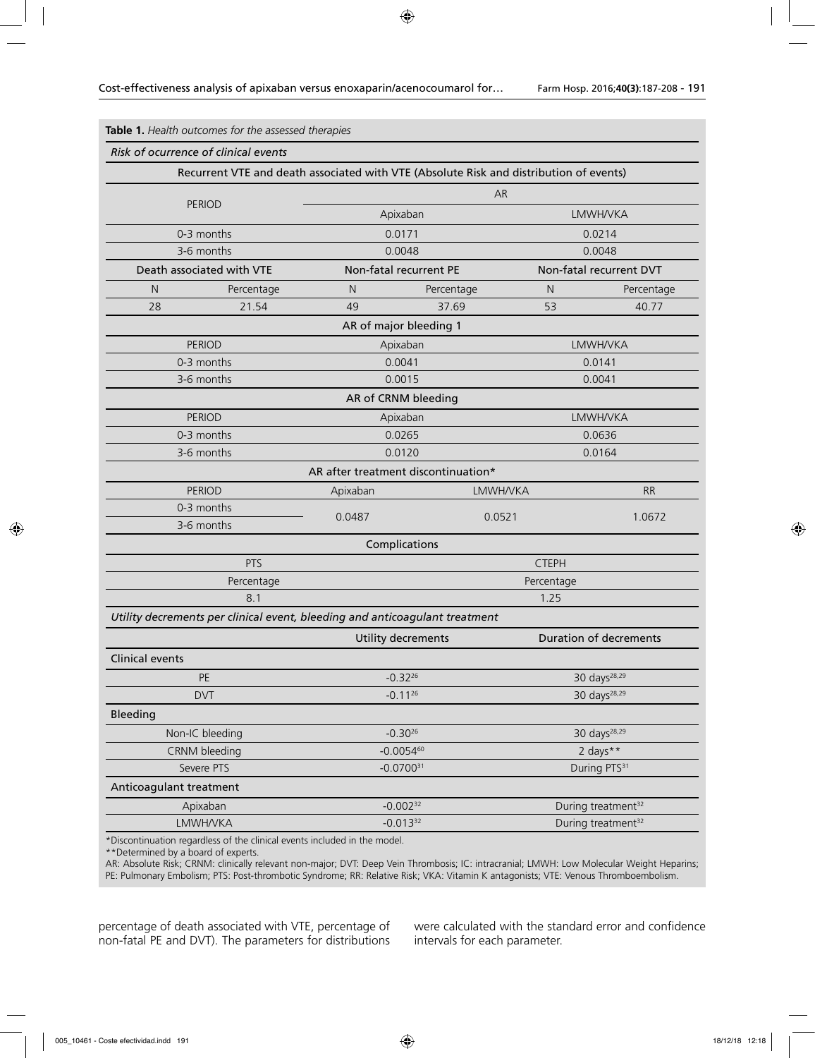**Table 1.** *Health outcomes for the assessed therapies*

*Risk of ocurrence of clinical events*

| Recurrent VTE and death associated with VTE (Absolute Risk and distribution of events) | | | | | |
|---|---|---|---|---|---|
| PERIOD | | AR | | | |
| | | Apixaban | | LMWH/VKA | |
| 0-3 months | | 0.0171 | | 0.0214 | |
| 3-6 months | | 0.0048 | | 0.0048 | |
| Death associated with VTE | | Non-fatal recurrent PE | | Non-fatal recurrent DVT | |
| N | Percentage | N | Percentage | N | Percentage |
| 28 | 21.54 | 49 | 37.69 | 53 | 40.77 |

| AR of major bleeding 1 | | |
|---|---|---|
| PERIOD | Apixaban | LMWH/VKA |
| 0-3 months | 0.0041 | 0.0141 |
| 3-6 months | 0.0015 | 0.0041 |

| AR of CRNM bleeding | | |
|---|---|---|
| PERIOD | Apixaban | LMWH/VKA |
| 0-3 months | 0.0265 | 0.0636 |
| 3-6 months | 0.0120 | 0.0164 |

| AR after treatment discontinuation* | | | |
|---|---|---|---|
| PERIOD | Apixaban | LMWH/VKA | RR |
| 0-3 months<br>3-6 months | 0.0487 | 0.0521 | 1.0672 |

| Complications | |
|---|---|
| PTS | CTEPH |
| Percentage | Percentage |
| 8.1 | 1.25 |

*Utility decrements per clinical event, bleeding and anticoagulant treatment*

| | Utility decrements | Duration of decrements |
|---|---|---|
| **Clinical events** | | |
| PE | -0.32[26] | 30 days[28,29] |
| DVT | -0.11[26] | 30 days[28,29] |
| **Bleeding** | | |
| Non-IC bleeding | -0.30[26] | 30 days[28,29] |
| CRNM bleeding | -0.0054[60] | 2 days** |
| Severe PTS | -0.0700[31] | During PTS[31] |
| **Anticoagulant treatment** | | |
| Apixaban | -0.002[32] | During treatment[32] |
| LMWH/VKA | -0.013[32] | During treatment[32] |

*Discontinuation regardless of the clinical events included in the model.
**Determined by a board of experts.
AR: Absolute Risk; CRNM: clinically relevant non-major; DVT: Deep Vein Thrombosis; IC: intracranial; LMWH: Low Molecular Weight Heparins; PE: Pulmonary Embolism; PTS: Post-thrombotic Syndrome; RR: Relative Risk; VKA: Vitamin K antagonists; VTE: Venous Thromboembolism.

percentage of death associated with VTE, percentage of non-fatal PE and DVT). The parameters for distributions were calculated with the standard error and confidence intervals for each parameter.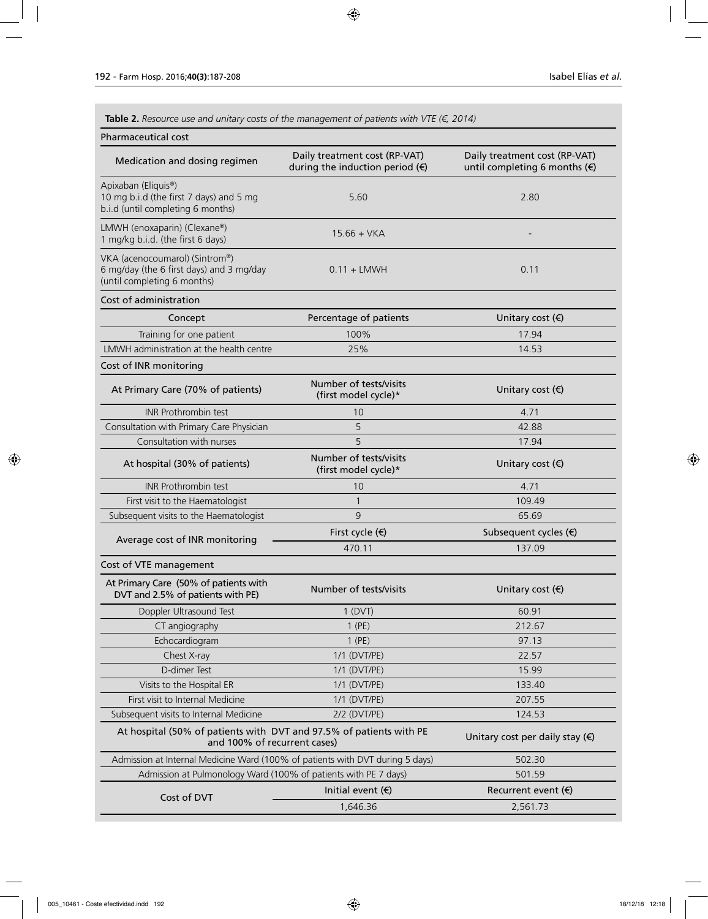**Table 2.** *Resource use and unitary costs of the management of patients with VTE (€, 2014)*

| Pharmaceutical cost | | |
|---|---|---|
| Medication and dosing regimen | Daily treatment cost (RP-VAT) during the induction period (€) | Daily treatment cost (RP-VAT) until completing 6 months (€) |
| Apixaban (Eliquis®) 10 mg b.i.d (the first 7 days) and 5 mg b.i.d (until completing 6 months) | 5.60 | 2.80 |
| LMWH (enoxaparin) (Clexane®) 1 mg/kg b.i.d. (the first 6 days) | 15.66 + VKA | - |
| VKA (acenocoumarol) (Sintrom®) 6 mg/day (the 6 first days) and 3 mg/day (until completing 6 months) | 0.11 + LMWH | 0.11 |
| **Cost of administration** | | |
| Concept | Percentage of patients | Unitary cost (€) |
| Training for one patient | 100% | 17.94 |
| LMWH administration at the health centre | 25% | 14.53 |
| **Cost of INR monitoring** | | |
| At Primary Care (70% of patients) | Number of tests/visits (first model cycle)* | Unitary cost (€) |
| INR Prothrombin test | 10 | 4.71 |
| Consultation with Primary Care Physician | 5 | 42.88 |
| Consultation with nurses | 5 | 17.94 |
| At hospital (30% of patients) | Number of tests/visits (first model cycle)* | Unitary cost (€) |
| INR Prothrombin test | 10 | 4.71 |
| First visit to the Haematologist | 1 | 109.49 |
| Subsequent visits to the Haematologist | 9 | 65.69 |
| Average cost of INR monitoring | First cycle (€) | Subsequent cycles (€) |
| | 470.11 | 137.09 |
| **Cost of VTE management** | | |
| At Primary Care (50% of patients with DVT and 2.5% of patients with PE) | Number of tests/visits | Unitary cost (€) |
| Doppler Ultrasound Test | 1 (DVT) | 60.91 |
| CT angiography | 1 (PE) | 212.67 |
| Echocardiogram | 1 (PE) | 97.13 |
| Chest X-ray | 1/1 (DVT/PE) | 22.57 |
| D-dimer Test | 1/1 (DVT/PE) | 15.99 |
| Visits to the Hospital ER | 1/1 (DVT/PE) | 133.40 |
| First visit to Internal Medicine | 1/1 (DVT/PE) | 207.55 |
| Subsequent visits to Internal Medicine | 2/2 (DVT/PE) | 124.53 |
| At hospital (50% of patients with DVT and 97.5% of patients with PE and 100% of recurrent cases) | | Unitary cost per daily stay (€) |
| Admission at Internal Medicine Ward (100% of patients with DVT during 5 days) | | 502.30 |
| Admission at Pulmonology Ward (100% of patients with PE 7 days) | | 501.59 |
| Cost of DVT | Initial event (€) | Recurrent event (€) |
| | 1,646.36 | 2,561.73 |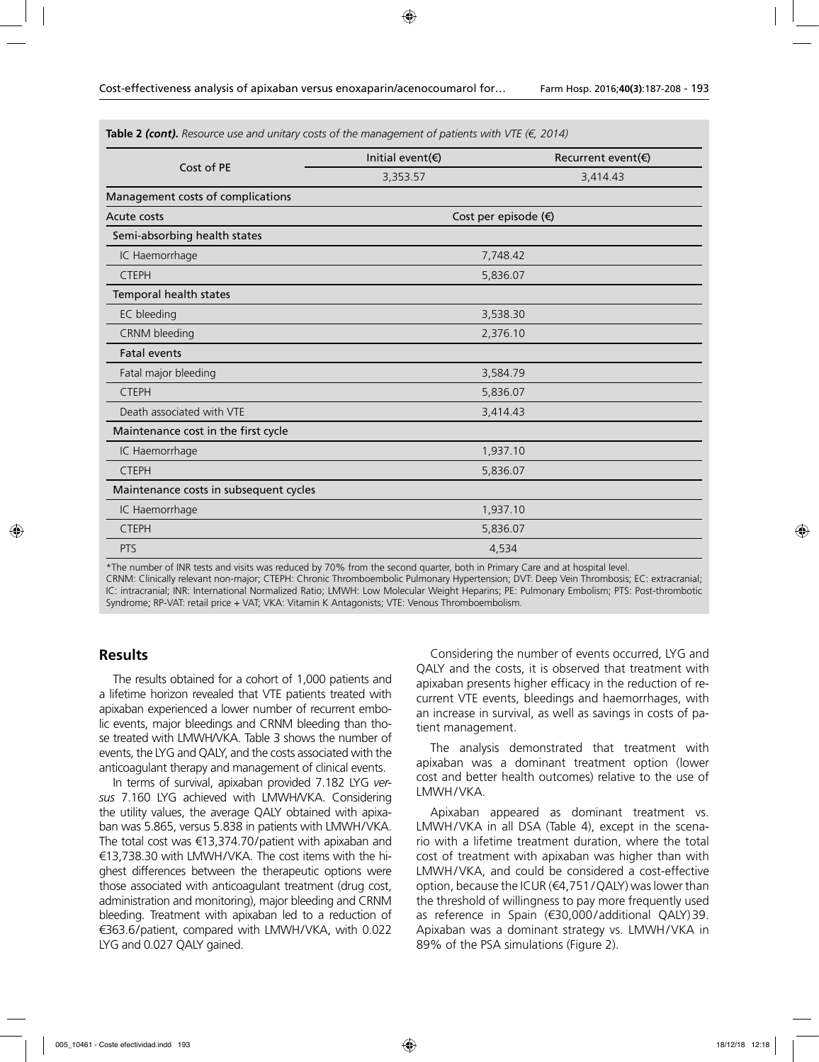**Table 2 *(cont).*** *Resource use and unitary costs of the management of patients with VTE (€, 2014)*

| Cost of PE | Initial event(€) | Recurrent event(€) |
|---|---|---|
| | 3,353.57 | 3,414.43 |
| Management costs of complications | | |
| Acute costs | Cost per episode (€) | |
| Semi-absorbing health states | | |
| IC Haemorrhage | 7,748.42 | |
| CTEPH | 5,836.07 | |
| Temporal health states | | |
| EC bleeding | 3,538.30 | |
| CRNM bleeding | 2,376.10 | |
| **Fatal events** | | |
| Fatal major bleeding | 3,584.79 | |
| CTEPH | 5,836.07 | |
| Death associated with VTE | 3,414.43 | |
| Maintenance cost in the first cycle | | |
| IC Haemorrhage | 1,937.10 | |
| CTEPH | 5,836.07 | |
| Maintenance costs in subsequent cycles | | |
| IC Haemorrhage | 1,937.10 | |
| CTEPH | 5,836.07 | |
| PTS | 4,534 | |

*The number of INR tests and visits was reduced by 70% from the second quarter, both in Primary Care and at hospital level.
CRNM: Clinically relevant non-major; CTEPH: Chronic Thromboembolic Pulmonary Hypertension; DVT: Deep Vein Thrombosis; EC: extracranial; IC: intracranial; INR: International Normalized Ratio; LMWH: Low Molecular Weight Heparins; PE: Pulmonary Embolism; PTS: Post-thrombotic Syndrome; RP-VAT: retail price + VAT; VKA: Vitamin K Antagonists; VTE: Venous Thromboembolism.

## Results

The results obtained for a cohort of 1,000 patients and a lifetime horizon revealed that VTE patients treated with apixaban experienced a lower number of recurrent embolic events, major bleedings and CRNM bleeding than those treated with LMWH/VKA. Table 3 shows the number of events, the LYG and QALY, and the costs associated with the anticoagulant therapy and management of clinical events.

In terms of survival, apixaban provided 7.182 LYG *versus* 7.160 LYG achieved with LMWH/VKA. Considering the utility values, the average QALY obtained with apixaban was 5.865, versus 5.838 in patients with LMWH/VKA. The total cost was €13,374.70/patient with apixaban and €13,738.30 with LMWH/VKA. The cost items with the highest differences between the therapeutic options were those associated with anticoagulant treatment (drug cost, administration and monitoring), major bleeding and CRNM bleeding. Treatment with apixaban led to a reduction of €363.6/patient, compared with LMWH/VKA, with 0.022 LYG and 0.027 QALY gained.

Considering the number of events occurred, LYG and QALY and the costs, it is observed that treatment with apixaban presents higher efficacy in the reduction of recurrent VTE events, bleedings and haemorrhages, with an increase in survival, as well as savings in costs of patient management.

The analysis demonstrated that treatment with apixaban was a dominant treatment option (lower cost and better health outcomes) relative to the use of LMWH/VKA.

Apixaban appeared as dominant treatment vs. LMWH/VKA in all DSA (Table 4), except in the scenario with a lifetime treatment duration, where the total cost of treatment with apixaban was higher than with LMWH/VKA, and could be considered a cost-effective option, because the ICUR (€4,751/QALY) was lower than the threshold of willingness to pay more frequently used as reference in Spain (€30,000/additional QALY)[39]. Apixaban was a dominant strategy vs. LMWH/VKA in 89% of the PSA simulations (Figure 2).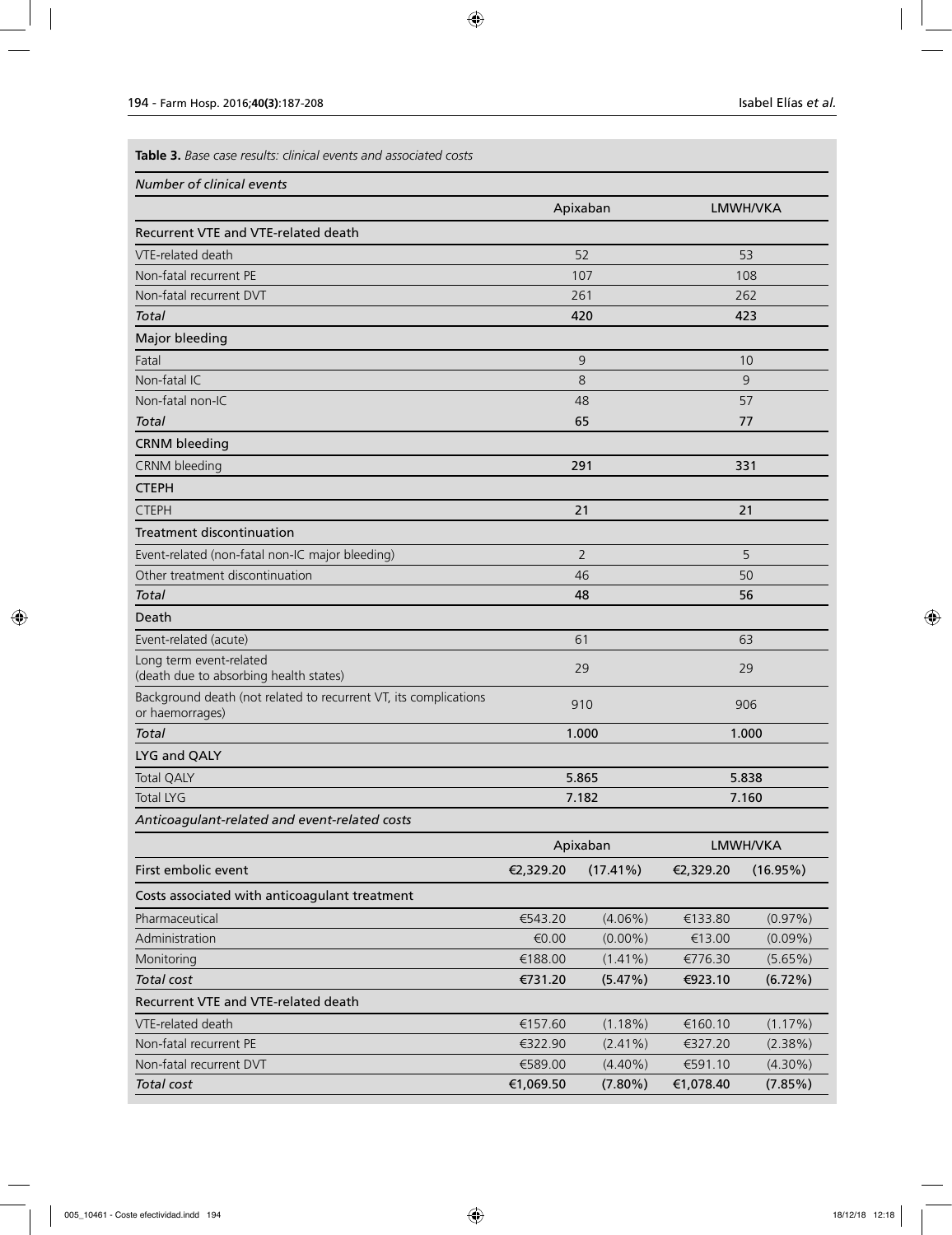**Table 3.** *Base case results: clinical events and associated costs*

*Number of clinical events*

| | Apixaban | LMWH/VKA |
|---|---|---|
| Recurrent VTE and VTE-related death | | |
| VTE-related death | 52 | 53 |
| Non-fatal recurrent PE | 107 | 108 |
| Non-fatal recurrent DVT | 261 | 262 |
| *Total* | **420** | **423** |
| Major bleeding | | |
| Fatal | 9 | 10 |
| Non-fatal IC | 8 | 9 |
| Non-fatal non-IC | 48 | 57 |
| *Total* | **65** | **77** |
| CRNM bleeding | | |
| CRNM bleeding | **291** | **331** |
| CTEPH | | |
| CTEPH | **21** | **21** |
| Treatment discontinuation | | |
| Event-related (non-fatal non-IC major bleeding) | 2 | 5 |
| Other treatment discontinuation | 46 | 50 |
| *Total* | **48** | **56** |
| Death | | |
| Event-related (acute) | 61 | 63 |
| Long term event-related (death due to absorbing health states) | 29 | 29 |
| Background death (not related to recurrent VT, its complications or haemorrages) | 910 | 906 |
| *Total* | **1.000** | **1.000** |
| LYG and QALY | | |
| Total QALY | **5.865** | **5.838** |
| Total LYG | **7.182** | **7.160** |

*Anticoagulant-related and event-related costs*

| | Apixaban | | LMWH/VKA | |
|---|---|---|---|---|
| First embolic event | €2,329.20 | (17.41%) | €2,329.20 | (16.95%) |
| Costs associated with anticoagulant treatment | | | | |
| Pharmaceutical | €543.20 | (4.06%) | €133.80 | (0.97%) |
| Administration | €0.00 | (0.00%) | €13.00 | (0.09%) |
| Monitoring | €188.00 | (1.41%) | €776.30 | (5.65%) |
| *Total cost* | **€731.20** | **(5.47%)** | **€923.10** | **(6.72%)** |
| Recurrent VTE and VTE-related death | | | | |
| VTE-related death | €157.60 | (1.18%) | €160.10 | (1.17%) |
| Non-fatal recurrent PE | €322.90 | (2.41%) | €327.20 | (2.38%) |
| Non-fatal recurrent DVT | €589.00 | (4.40%) | €591.10 | (4.30%) |
| *Total cost* | **€1,069.50** | **(7.80%)** | **€1,078.40** | **(7.85%)** |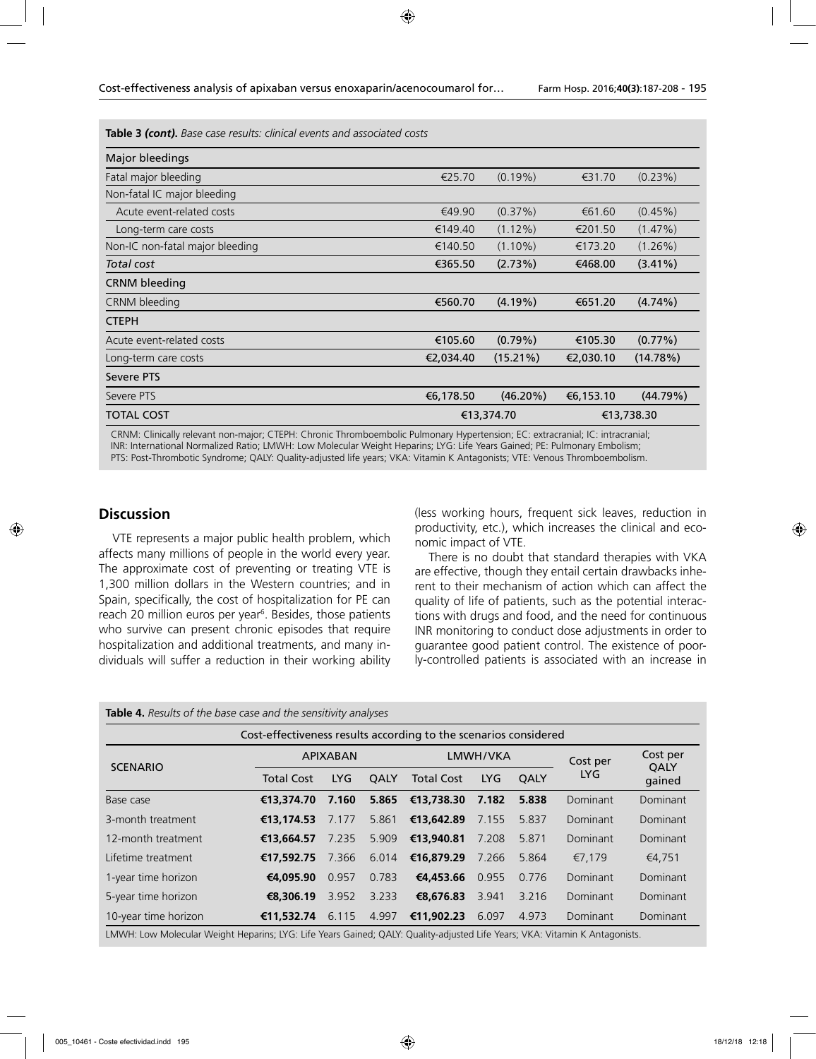**Table 3** *(cont).* *Base case results: clinical events and associated costs*

| | | | | |
|---|---|---|---|---|
| **Major bleedings** | | | | |
| Fatal major bleeding | €25.70 | (0.19%) | €31.70 | (0.23%) |
| Non-fatal IC major bleeding | | | | |
| Acute event-related costs | €49.90 | (0.37%) | €61.60 | (0.45%) |
| Long-term care costs | €149.40 | (1.12%) | €201.50 | (1.47%) |
| Non-IC non-fatal major bleeding | €140.50 | (1.10%) | €173.20 | (1.26%) |
| ***Total cost*** | **€365.50** | **(2.73%)** | **€468.00** | **(3.41%)** |
| **CRNM bleeding** | | | | |
| CRNM bleeding | **€560.70** | **(4.19%)** | **€651.20** | **(4.74%)** |
| **CTEPH** | | | | |
| Acute event-related costs | €105.60 | (0.79%) | €105.30 | (0.77%) |
| Long-term care costs | €2,034.40 | (15.21%) | €2,030.10 | (14.78%) |
| **Severe PTS** | | | | |
| Severe PTS | €6,178.50 | (46.20%) | €6,153.10 | (44.79%) |
| **TOTAL COST** | €13,374.70 | | €13,738.30 | |

CRNM: Clinically relevant non-major; CTEPH: Chronic Thromboembolic Pulmonary Hypertension; EC: extracranial; IC: intracranial; INR: International Normalized Ratio; LMWH: Low Molecular Weight Heparins; LYG: Life Years Gained; PE: Pulmonary Embolism; PTS: Post-Thrombotic Syndrome; QALY: Quality-adjusted life years; VKA: Vitamin K Antagonists; VTE: Venous Thromboembolism.

## Discussion

VTE represents a major public health problem, which affects many millions of people in the world every year. The approximate cost of preventing or treating VTE is 1,300 million dollars in the Western countries; and in Spain, specifically, the cost of hospitalization for PE can reach 20 million euros per year[6]. Besides, those patients who survive can present chronic episodes that require hospitalization and additional treatments, and many individuals will suffer a reduction in their working ability (less working hours, frequent sick leaves, reduction in productivity, etc.), which increases the clinical and economic impact of VTE.

There is no doubt that standard therapies with VKA are effective, though they entail certain drawbacks inherent to their mechanism of action which can affect the quality of life of patients, such as the potential interactions with drugs and food, and the need for continuous INR monitoring to conduct dose adjustments in order to guarantee good patient control. The existence of poorly-controlled patients is associated with an increase in

**Table 4.** *Results of the base case and the sensitivity analyses*

| Cost-effectiveness results according to the scenarios considered | | | | | | | | |
|---|---|---|---|---|---|---|---|---|
| SCENARIO | APIXABAN | | | LMWH/VKA | | | Cost per LYG | Cost per QALY gained |
| | Total Cost | LYG | QALY | Total Cost | LYG | QALY | | |
| Base case | **€13,374.70** | **7.160** | **5.865** | **€13,738.30** | **7.182** | **5.838** | Dominant | Dominant |
| 3-month treatment | **€13,174.53** | 7.177 | 5.861 | **€13,642.89** | 7.155 | 5.837 | Dominant | Dominant |
| 12-month treatment | **€13,664.57** | 7.235 | 5.909 | **€13,940.81** | 7.208 | 5.871 | Dominant | Dominant |
| Lifetime treatment | **€17,592.75** | 7.366 | 6.014 | **€16,879.29** | 7.266 | 5.864 | €7,179 | €4,751 |
| 1-year time horizon | **€4,095.90** | 0.957 | 0.783 | **€4,453.66** | 0.955 | 0.776 | Dominant | Dominant |
| 5-year time horizon | **€8,306.19** | 3.952 | 3.233 | **€8,676.83** | 3.941 | 3.216 | Dominant | Dominant |
| 10-year time horizon | **€11,532.74** | 6.115 | 4.997 | **€11,902.23** | 6.097 | 4.973 | Dominant | Dominant |

LMWH: Low Molecular Weight Heparins; LYG: Life Years Gained; QALY: Quality-adjusted Life Years; VKA: Vitamin K Antagonists.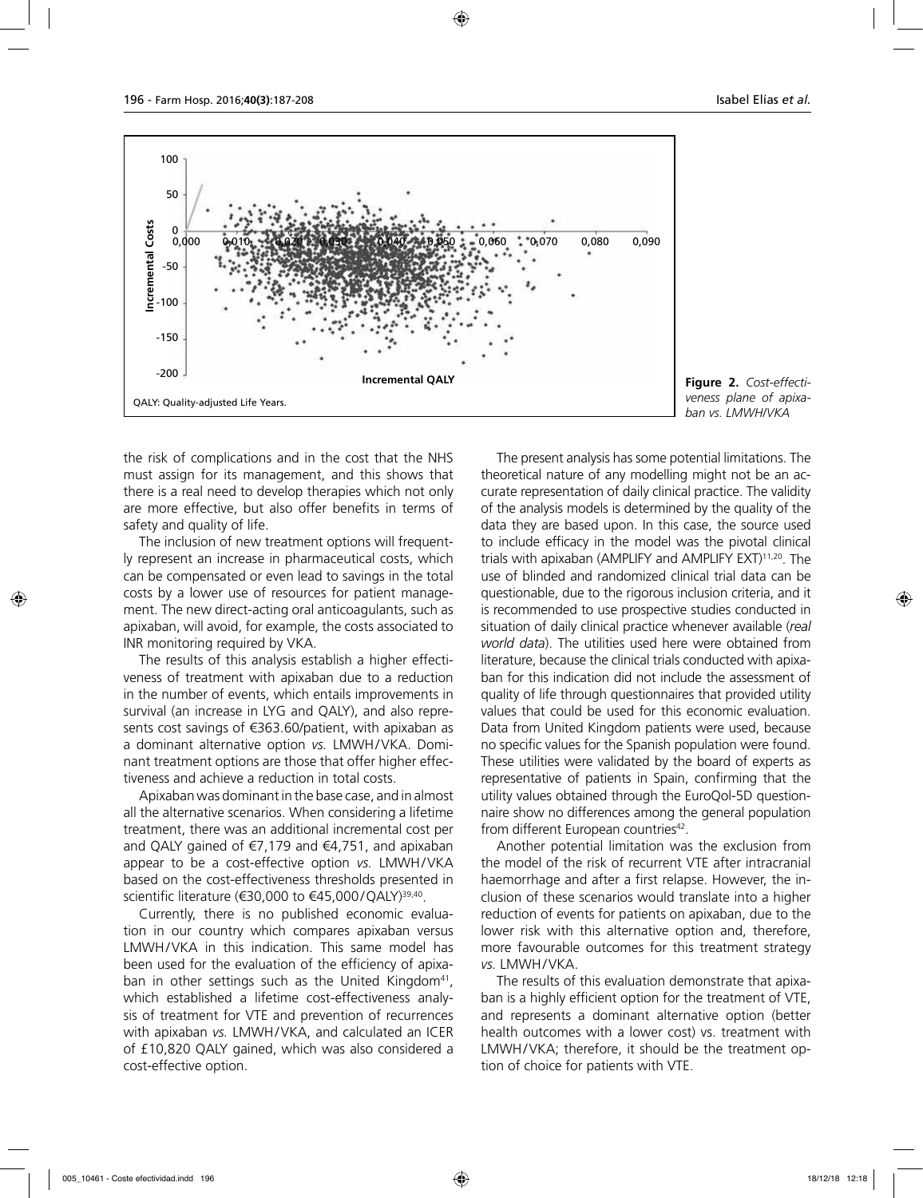Figure 2. *Cost-effectiveness plane of apixaban vs. LMWH/VKA*

QALY: Quality-adjusted Life Years.

the risk of complications and in the cost that the NHS must assign for its management, and this shows that there is a real need to develop therapies which not only are more effective, but also offer benefits in terms of safety and quality of life.

The inclusion of new treatment options will frequently represent an increase in pharmaceutical costs, which can be compensated or even lead to savings in the total costs by a lower use of resources for patient management. The new direct-acting oral anticoagulants, such as apixaban, will avoid, for example, the costs associated to INR monitoring required by VKA.

The results of this analysis establish a higher effectiveness of treatment with apixaban due to a reduction in the number of events, which entails improvements in survival (an increase in LYG and QALY), and also represents cost savings of €363.60/patient, with apixaban as a dominant alternative option *vs.* LMWH/VKA. Dominant treatment options are those that offer higher effectiveness and achieve a reduction in total costs.

Apixaban was dominant in the base case, and in almost all the alternative scenarios. When considering a lifetime treatment, there was an additional incremental cost per and QALY gained of €7,179 and €4,751, and apixaban appear to be a cost-effective option *vs.* LMWH/VKA based on the cost-effectiveness thresholds presented in scientific literature (€30,000 to €45,000/QALY)[39,40].

Currently, there is no published economic evaluation in our country which compares apixaban versus LMWH/VKA in this indication. This same model has been used for the evaluation of the efficiency of apixaban in other settings such as the United Kingdom[41], which established a lifetime cost-effectiveness analysis of treatment for VTE and prevention of recurrences with apixaban *vs.* LMWH/VKA, and calculated an ICER of £10,820 QALY gained, which was also considered a cost-effective option.

The present analysis has some potential limitations. The theoretical nature of any modelling might not be an accurate representation of daily clinical practice. The validity of the analysis models is determined by the quality of the data they are based upon. In this case, the source used to include efficacy in the model was the pivotal clinical trials with apixaban (AMPLIFY and AMPLIFY EXT)[11,20]. The use of blinded and randomized clinical trial data can be questionable, due to the rigorous inclusion criteria, and it is recommended to use prospective studies conducted in situation of daily clinical practice whenever available (*real world data*). The utilities used here were obtained from literature, because the clinical trials conducted with apixaban for this indication did not include the assessment of quality of life through questionnaires that provided utility values that could be used for this economic evaluation. Data from United Kingdom patients were used, because no specific values for the Spanish population were found. These utilities were validated by the board of experts as representative of patients in Spain, confirming that the utility values obtained through the EuroQol-5D questionnaire show no differences among the general population from different European countries[42].

Another potential limitation was the exclusion from the model of the risk of recurrent VTE after intracranial haemorrhage and after a first relapse. However, the inclusion of these scenarios would translate into a higher reduction of events for patients on apixaban, due to the lower risk with this alternative option and, therefore, more favourable outcomes for this treatment strategy *vs.* LMWH/VKA.

The results of this evaluation demonstrate that apixaban is a highly efficient option for the treatment of VTE, and represents a dominant alternative option (better health outcomes with a lower cost) vs. treatment with LMWH/VKA; therefore, it should be the treatment option of choice for patients with VTE.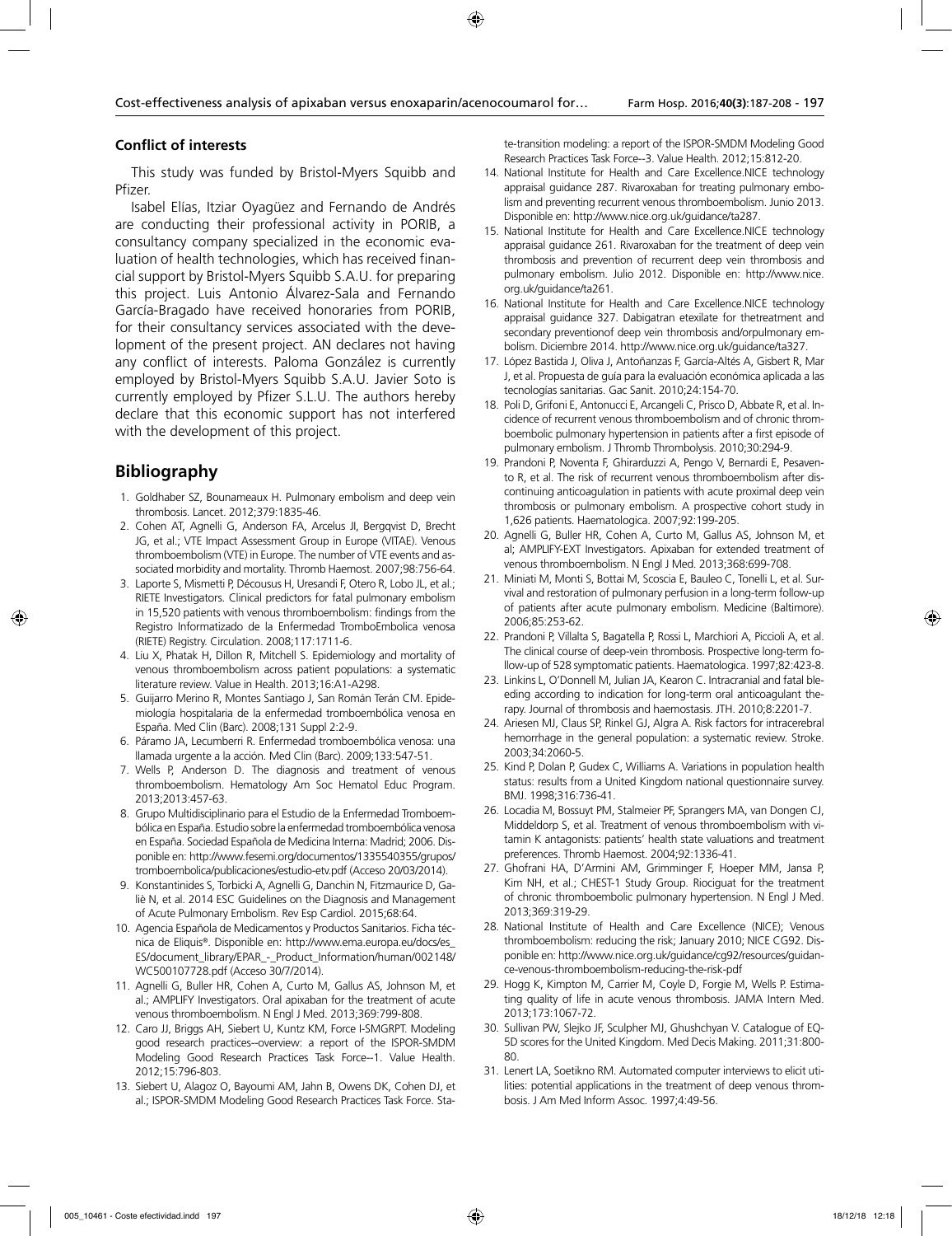### Conflict of interests

This study was funded by Bristol-Myers Squibb and Pfizer.

Isabel Elías, Itziar Oyagüez and Fernando de Andrés are conducting their professional activity in PORIB, a consultancy company specialized in the economic evaluation of health technologies, which has received financial support by Bristol-Myers Squibb S.A.U. for preparing this project. Luis Antonio Álvarez-Sala and Fernando García-Bragado have received honoraries from PORIB, for their consultancy services associated with the development of the present project. AN declares not having any conflict of interests. Paloma González is currently employed by Bristol-Myers Squibb S.A.U. Javier Soto is currently employed by Pfizer S.L.U. The authors hereby declare that this economic support has not interfered with the development of this project.

## Bibliography

1. Goldhaber SZ, Bounameaux H. Pulmonary embolism and deep vein thrombosis. Lancet. 2012;379:1835-46.
2. Cohen AT, Agnelli G, Anderson FA, Arcelus JI, Bergqvist D, Brecht JG, et al.; VTE Impact Assessment Group in Europe (VITAE). Venous thromboembolism (VTE) in Europe. The number of VTE events and associated morbidity and mortality. Thromb Haemost. 2007;98:756-64.
3. Laporte S, Mismetti P, Décousus H, Uresandi F, Otero R, Lobo JL, et al.; RIETE Investigators. Clinical predictors for fatal pulmonary embolism in 15,520 patients with venous thromboembolism: findings from the Registro Informatizado de la Enfermedad TromboEmbolica venosa (RIETE) Registry. Circulation. 2008;117:1711-6.
4. Liu X, Phatak H, Dillon R, Mitchell S. Epidemiology and mortality of venous thromboembolism across patient populations: a systematic literature review. Value in Health. 2013;16:A1-A298.
5. Guijarro Merino R, Montes Santiago J, San Román Terán CM. Epidemiología hospitalaria de la enfermedad tromboembólica venosa en España. Med Clin (Barc). 2008;131 Suppl 2:2-9.
6. Páramo JA, Lecumberri R. Enfermedad tromboembólica venosa: una llamada urgente a la acción. Med Clin (Barc). 2009;133:547-51.
7. Wells P, Anderson D. The diagnosis and treatment of venous thromboembolism. Hematology Am Soc Hematol Educ Program. 2013;2013:457-63.
8. Grupo Multidisciplinario para el Estudio de la Enfermedad Tromboembólica en España. Estudio sobre la enfermedad tromboembólica venosa en España. Sociedad Española de Medicina Interna: Madrid; 2006. Disponible en: http://www.fesemi.org/documentos/1335540355/grupos/tromboembolica/publicaciones/estudio-etv.pdf (Acceso 20/03/2014).
9. Konstantinides S, Torbicki A, Agnelli G, Danchin N, Fitzmaurice D, Galiè N, et al. 2014 ESC Guidelines on the Diagnosis and Management of Acute Pulmonary Embolism. Rev Esp Cardiol. 2015;68:64.
10. Agencia Española de Medicamentos y Productos Sanitarios. Ficha técnica de Eliquis®. Disponible en: http://www.ema.europa.eu/docs/es_ES/document_library/EPAR_-_Product_Information/human/002148/WC500107728.pdf (Acceso 30/7/2014).
11. Agnelli G, Buller HR, Cohen A, Curto M, Gallus AS, Johnson M, et al.; AMPLIFY Investigators. Oral apixaban for the treatment of acute venous thromboembolism. N Engl J Med. 2013;369:799-808.
12. Caro JJ, Briggs AH, Siebert U, Kuntz KM, Force I-SMGRPT. Modeling good research practices--overview: a report of the ISPOR-SMDM Modeling Good Research Practices Task Force--1. Value Health. 2012;15:796-803.
13. Siebert U, Alagoz O, Bayoumi AM, Jahn B, Owens DK, Cohen DJ, et al.; ISPOR-SMDM Modeling Good Research Practices Task Force. State-transition modeling: a report of the ISPOR-SMDM Modeling Good Research Practices Task Force--3. Value Health. 2012;15:812-20.
14. National Institute for Health and Care Excellence.NICE technology appraisal guidance 287. Rivaroxaban for treating pulmonary embolism and preventing recurrent venous thromboembolism. Junio 2013. Disponible en: http://www.nice.org.uk/guidance/ta287.
15. National Institute for Health and Care Excellence.NICE technology appraisal guidance 261. Rivaroxaban for the treatment of deep vein thrombosis and prevention of recurrent deep vein thrombosis and pulmonary embolism. Julio 2012. Disponible en: http://www.nice.org.uk/guidance/ta261.
16. National Institute for Health and Care Excellence.NICE technology appraisal guidance 327. Dabigatran etexilate for thetreatment and secondary preventionof deep vein thrombosis and/orpulmonary embolism. Diciembre 2014. http://www.nice.org.uk/guidance/ta327.
17. López Bastida J, Oliva J, Antoñanzas F, García-Altés A, Gisbert R, Mar J, et al. Propuesta de guía para la evaluación económica aplicada a las tecnologías sanitarias. Gac Sanit. 2010;24:154-70.
18. Poli D, Grifoni E, Antonucci E, Arcangeli C, Prisco D, Abbate R, et al. Incidence of recurrent venous thromboembolism and of chronic thromboembolic pulmonary hypertension in patients after a first episode of pulmonary embolism. J Thromb Thrombolysis. 2010;30:294-9.
19. Prandoni P, Noventa F, Ghirarduzzi A, Pengo V, Bernardi E, Pesavento R, et al. The risk of recurrent venous thromboembolism after discontinuing anticoagulation in patients with acute proximal deep vein thrombosis or pulmonary embolism. A prospective cohort study in 1,626 patients. Haematologica. 2007;92:199-205.
20. Agnelli G, Buller HR, Cohen A, Curto M, Gallus AS, Johnson M, et al; AMPLIFY-EXT Investigators. Apixaban for extended treatment of venous thromboembolism. N Engl J Med. 2013;368:699-708.
21. Miniati M, Monti S, Bottai M, Scoscia E, Bauleo C, Tonelli L, et al. Survival and restoration of pulmonary perfusion in a long-term follow-up of patients after acute pulmonary embolism. Medicine (Baltimore). 2006;85:253-62.
22. Prandoni P, Villalta S, Bagatella P, Rossi L, Marchiori A, Piccioli A, et al. The clinical course of deep-vein thrombosis. Prospective long-term follow-up of 528 symptomatic patients. Haematologica. 1997;82:423-8.
23. Linkins L, O'Donnell M, Julian JA, Kearon C. Intracranial and fatal bleeding according to indication for long-term oral anticoagulant therapy. Journal of thrombosis and haemostasis. JTH. 2010;8:2201-7.
24. Ariesen MJ, Claus SP, Rinkel GJ, Algra A. Risk factors for intracerebral hemorrhage in the general population: a systematic review. Stroke. 2003;34:2060-5.
25. Kind P, Dolan P, Gudex C, Williams A. Variations in population health status: results from a United Kingdom national questionnaire survey. BMJ. 1998;316:736-41.
26. Locadia M, Bossuyt PM, Stalmeier PF, Sprangers MA, van Dongen CJ, Middeldorp S, et al. Treatment of venous thromboembolism with vitamin K antagonists: patients' health state valuations and treatment preferences. Thromb Haemost. 2004;92:1336-41.
27. Ghofrani HA, D'Armini AM, Grimminger F, Hoeper MM, Jansa P, Kim NH, et al.; CHEST-1 Study Group. Riociguat for the treatment of chronic thromboembolic pulmonary hypertension. N Engl J Med. 2013;369:319-29.
28. National Institute of Health and Care Excellence (NICE); Venous thromboembolism: reducing the risk; January 2010; NICE CG92. Disponible en: http://www.nice.org.uk/guidance/cg92/resources/guidance-venous-thromboembolism-reducing-the-risk-pdf
29. Hogg K, Kimpton M, Carrier M, Coyle D, Forgie M, Wells P. Estimating quality of life in acute venous thrombosis. JAMA Intern Med. 2013;173:1067-72.
30. Sullivan PW, Slejko JF, Sculpher MJ, Ghushchyan V. Catalogue of EQ-5D scores for the United Kingdom. Med Decis Making. 2011;31:800-80.
31. Lenert LA, Soetikno RM. Automated computer interviews to elicit utilities: potential applications in the treatment of deep venous thrombosis. J Am Med Inform Assoc. 1997;4:49-56.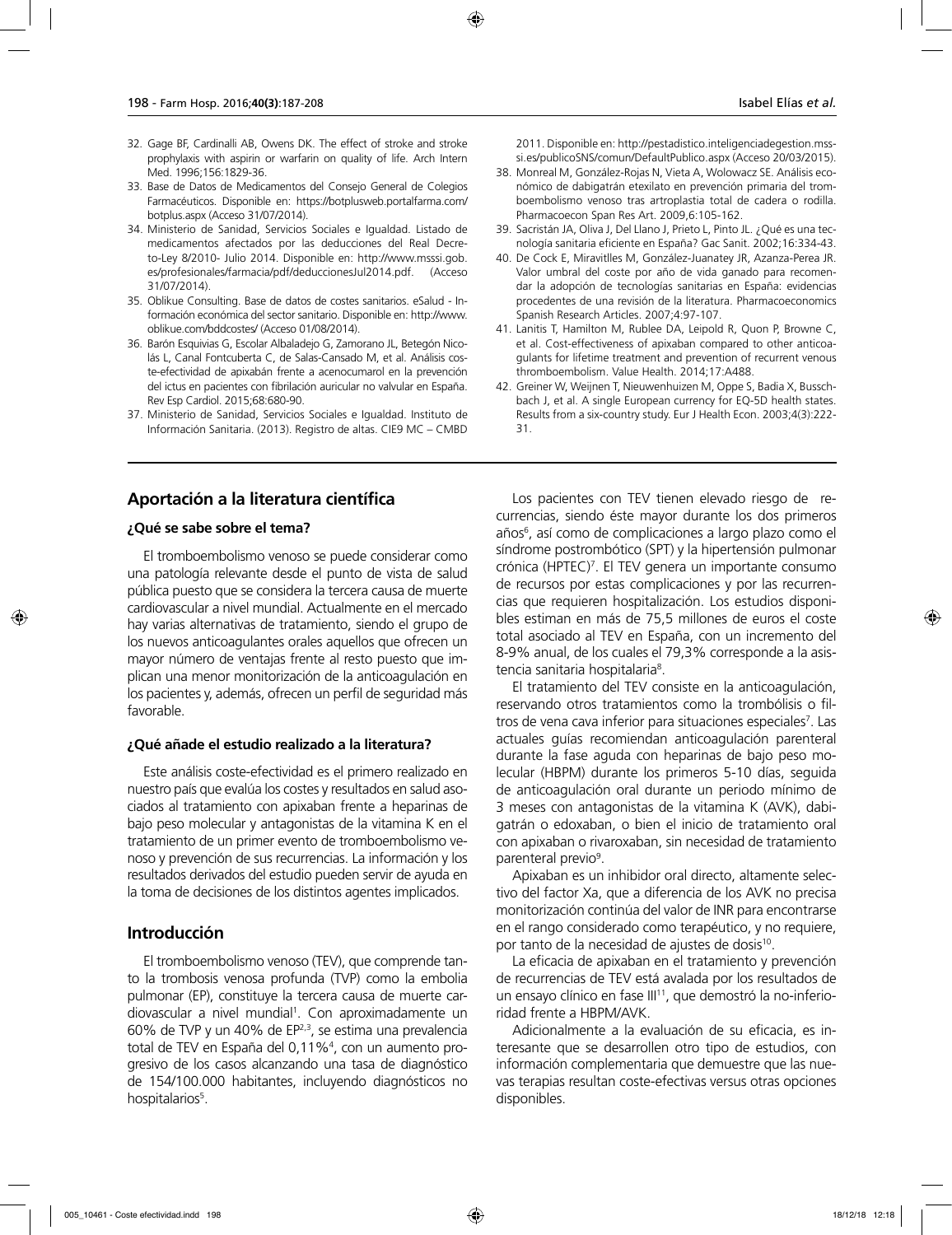32. Gage BF, Cardinalli AB, Owens DK. The effect of stroke and stroke prophylaxis with aspirin or warfarin on quality of life. Arch Intern Med. 1996;156:1829-36.
33. Base de Datos de Medicamentos del Consejo General de Colegios Farmacéuticos. Disponible en: https://botplusweb.portalfarma.com/botplus.aspx (Acceso 31/07/2014).
34. Ministerio de Sanidad, Servicios Sociales e Igualdad. Listado de medicamentos afectados por las deducciones del Real Decreto-Ley 8/2010- Julio 2014. Disponible en: http://www.msssi.gob.es/profesionales/farmacia/pdf/deduccionesJul2014.pdf. (Acceso 31/07/2014).
35. Oblikue Consulting. Base de datos de costes sanitarios. eSalud - Información económica del sector sanitario. Disponible en: http://www.oblikue.com/bddcostes/ (Acceso 01/08/2014).
36. Barón Esquivias G, Escolar Albaladejo G, Zamorano JL, Betegón Nicolás L, Canal Fontcuberta C, de Salas-Cansado M, et al. Análisis coste-efectividad de apixabán frente a acenocumarol en la prevención del ictus en pacientes con fibrilación auricular no valvular en España. Rev Esp Cardiol. 2015;68:680-90.
37. Ministerio de Sanidad, Servicios Sociales e Igualdad. Instituto de Información Sanitaria. (2013). Registro de altas. CIE9 MC – CMBD 2011. Disponible en: http://pestadistico.inteligenciadegestion.msssi.es/publicoSNS/comun/DefaultPublico.aspx (Acceso 20/03/2015).
38. Monreal M, González-Rojas N, Vieta A, Wolowacz SE. Análisis económico de dabigatrán etexilato en prevención primaria del tromboembolismo venoso tras artroplastia total de cadera o rodilla. Pharmacoecon Span Res Art. 2009,6:105-162.
39. Sacristán JA, Oliva J, Del Llano J, Prieto L, Pinto JL. ¿Qué es una tecnología sanitaria eficiente en España? Gac Sanit. 2002;16:334-43.
40. De Cock E, Miravitlles M, González-Juanatey JR, Azanza-Perea JR. Valor umbral del coste por año de vida ganado para recomendar la adopción de tecnologías sanitarias en España: evidencias procedentes de una revisión de la literatura. Pharmacoeconomics Spanish Research Articles. 2007;4:97-107.
41. Lanitis T, Hamilton M, Rublee DA, Leipold R, Quon P, Browne C, et al. Cost-effectiveness of apixaban compared to other anticoagulants for lifetime treatment and prevention of recurrent venous thromboembolism. Value Health. 2014;17:A488.
42. Greiner W, Weijnen T, Nieuwenhuizen M, Oppe S, Badia X, Busschbach J, et al. A single European currency for EQ-5D health states. Results from a six-country study. Eur J Health Econ. 2003;4(3):222-31.

## Aportación a la literatura científica

### ¿Qué se sabe sobre el tema?

El tromboembolismo venoso se puede considerar como una patología relevante desde el punto de vista de salud pública puesto que se considera la tercera causa de muerte cardiovascular a nivel mundial. Actualmente en el mercado hay varias alternativas de tratamiento, siendo el grupo de los nuevos anticoagulantes orales aquellos que ofrecen un mayor número de ventajas frente al resto puesto que implican una menor monitorización de la anticoagulación en los pacientes y, además, ofrecen un perfil de seguridad más favorable.

### ¿Qué añade el estudio realizado a la literatura?

Este análisis coste-efectividad es el primero realizado en nuestro país que evalúa los costes y resultados en salud asociados al tratamiento con apixaban frente a heparinas de bajo peso molecular y antagonistas de la vitamina K en el tratamiento de un primer evento de tromboembolismo venoso y prevención de sus recurrencias. La información y los resultados derivados del estudio pueden servir de ayuda en la toma de decisiones de los distintos agentes implicados.

## Introducción

El tromboembolismo venoso (TEV), que comprende tanto la trombosis venosa profunda (TVP) como la embolia pulmonar (EP), constituye la tercera causa de muerte cardiovascular a nivel mundial[1]. Con aproximadamente un 60% de TVP y un 40% de EP[2,3], se estima una prevalencia total de TEV en España del 0,11%[4], con un aumento progresivo de los casos alcanzando una tasa de diagnóstico de 154/100.000 habitantes, incluyendo diagnósticos no hospitalarios[5].

Los pacientes con TEV tienen elevado riesgo de recurrencias, siendo éste mayor durante los dos primeros años[6], así como de complicaciones a largo plazo como el síndrome postrombótico (SPT) y la hipertensión pulmonar crónica (HPTEC)[7]. El TEV genera un importante consumo de recursos por estas complicaciones y por las recurrencias que requieren hospitalización. Los estudios disponibles estiman en más de 75,5 millones de euros el coste total asociado al TEV en España, con un incremento del 8-9% anual, de los cuales el 79,3% corresponde a la asistencia sanitaria hospitalaria[8].

El tratamiento del TEV consiste en la anticoagulación, reservando otros tratamientos como la trombólisis o filtros de vena cava inferior para situaciones especiales[7]. Las actuales guías recomiendan anticoagulación parenteral durante la fase aguda con heparinas de bajo peso molecular (HBPM) durante los primeros 5-10 días, seguida de anticoagulación oral durante un periodo mínimo de 3 meses con antagonistas de la vitamina K (AVK), dabigatrán o edoxaban, o bien el inicio de tratamiento oral con apixaban o rivaroxaban, sin necesidad de tratamiento parenteral previo[9].

Apixaban es un inhibidor oral directo, altamente selectivo del factor Xa, que a diferencia de los AVK no precisa monitorización continúa del valor de INR para encontrarse en el rango considerado como terapéutico, y no requiere, por tanto de la necesidad de ajustes de dosis[10].

La eficacia de apixaban en el tratamiento y prevención de recurrencias de TEV está avalada por los resultados de un ensayo clínico en fase III[11], que demostró la no-inferioridad frente a HBPM/AVK.

Adicionalmente a la evaluación de su eficacia, es interesante que se desarrollen otro tipo de estudios, con información complementaria que demuestre que las nuevas terapias resultan coste-efectivas versus otras opciones disponibles.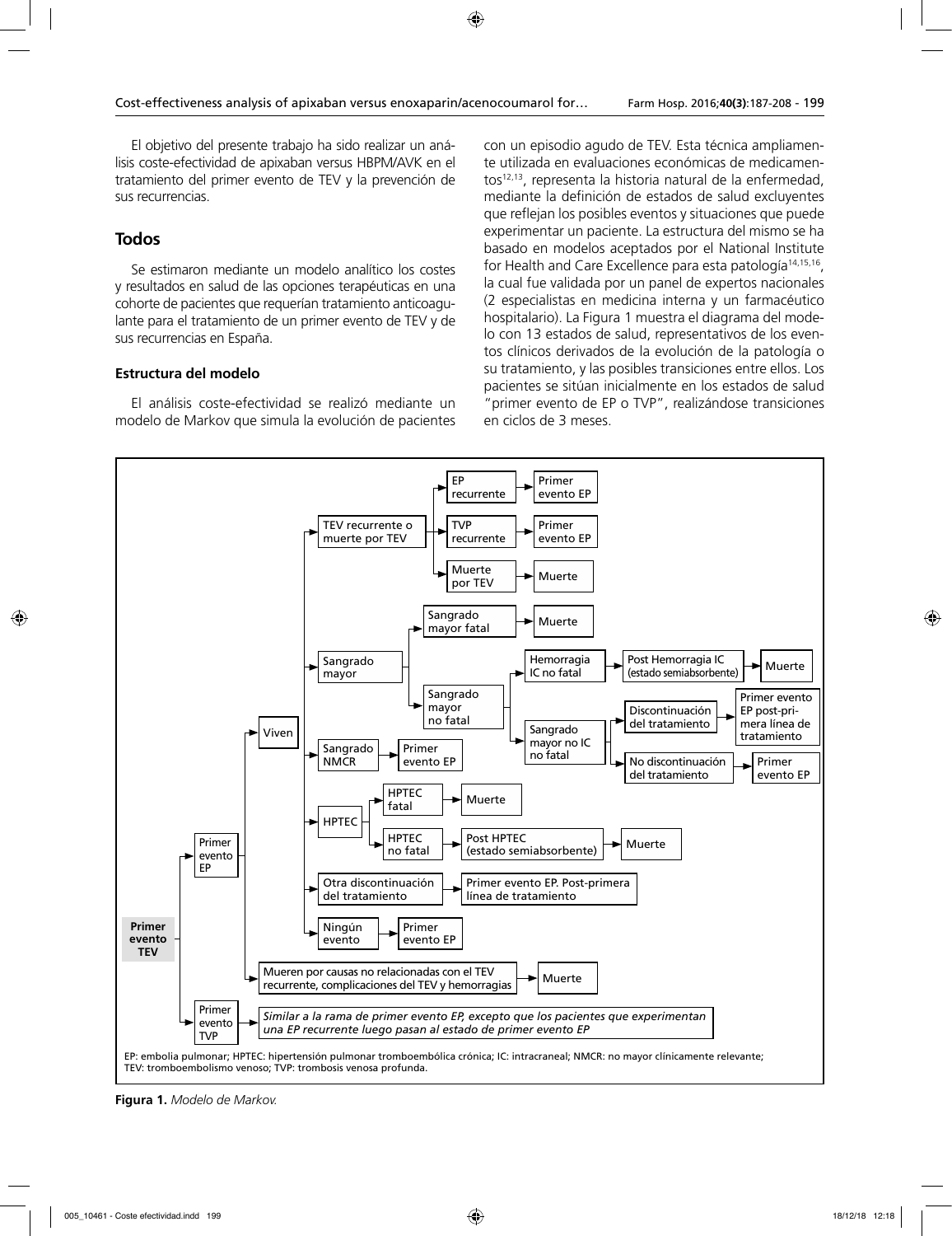El objetivo del presente trabajo ha sido realizar un análisis coste-efectividad de apixaban versus HBPM/AVK en el tratamiento del primer evento de TEV y la prevención de sus recurrencias.

## Todos

Se estimaron mediante un modelo analítico los costes y resultados en salud de las opciones terapéuticas en una cohorte de pacientes que requerían tratamiento anticoagulante para el tratamiento de un primer evento de TEV y de sus recurrencias en España.

### Estructura del modelo

El análisis coste-efectividad se realizó mediante un modelo de Markov que simula la evolución de pacientes con un episodio agudo de TEV. Esta técnica ampliamente utilizada en evaluaciones económicas de medicamentos[12,13], representa la historia natural de la enfermedad, mediante la definición de estados de salud excluyentes que reflejan los posibles eventos y situaciones que puede experimentar un paciente. La estructura del mismo se ha basado en modelos aceptados por el National Institute for Health and Care Excellence para esta patología[14,15,16], la cual fue validada por un panel de expertos nacionales (2 especialistas en medicina interna y un farmacéutico hospitalario). La Figura 1 muestra el diagrama del modelo con 13 estados de salud, representativos de los eventos clínicos derivados de la evolución de la patología o su tratamiento, y las posibles transiciones entre ellos. Los pacientes se sitúan inicialmente en los estados de salud "primer evento de EP o TVP", realizándose transiciones en ciclos de 3 meses.

- **Primer evento TEV**
  - Primer evento EP
    - Viven
      - TEV recurrente o muerte por TEV
        - EP recurrente → Primer evento EP
        - TVP recurrente → Primer evento EP
        - Muerte por TEV → Muerte
      - Sangrado mayor
        - Sangrado mayor fatal → Muerte
        - Sangrado mayor no fatal
          - Hemorragia IC no fatal → Post Hemorragia IC (estado semiabsorbente) → Muerte
          - Sangrado mayor no IC no fatal
            - Discontinuación del tratamiento → Primer evento EP post-primera línea de tratamiento
            - No discontinuación del tratamiento → Primer evento EP
      - Sangrado NMCR → Primer evento EP
      - HPTEC
        - HPTEC fatal → Muerte
        - HPTEC no fatal → Post HPTEC (estado semiabsorbente) → Muerte
      - Otra discontinuación del tratamiento → Primer evento EP. Post-primera línea de tratamiento
      - Ningún evento → Primer evento EP
    - Mueren por causas no relacionadas con el TEV recurrente, complicaciones del TEV y hemorragias → Muerte
  - Primer evento TVP → *Similar a la rama de primer evento EP, excepto que los pacientes que experimentan una EP recurrente luego pasan al estado de primer evento EP*

EP: embolia pulmonar; HPTEC: hipertensión pulmonar tromboembólica crónica; IC: intracraneal; NMCR: no mayor clínicamente relevante; TEV: tromboembolismo venoso; TVP: trombosis venosa profunda.

**Figura 1.** *Modelo de Markov.*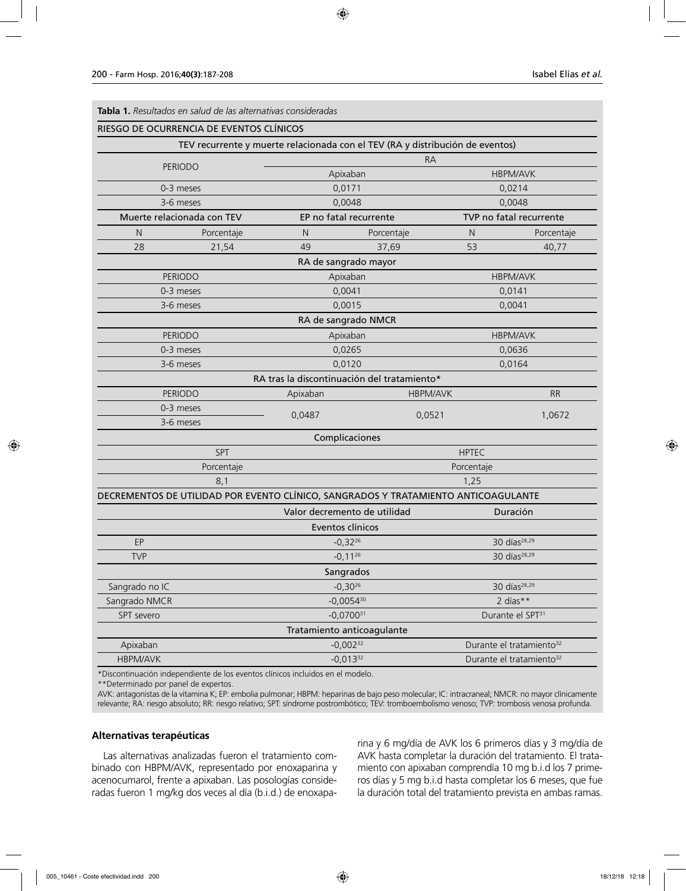**Tabla 1.** *Resultados en salud de las alternativas consideradas*

| RIESGO DE OCURRENCIA DE EVENTOS CLÍNICOS | | | | | |
|---|---|---|---|---|---|
| TEV recurrente y muerte relacionada con el TEV (RA y distribución de eventos) | | | | | |
| PERIODO | | RA | | | |
| | | Apixaban | | HBPM/AVK | |
| 0-3 meses | | 0,0171 | | 0,0214 | |
| 3-6 meses | | 0,0048 | | 0,0048 | |
| Muerte relacionada con TEV | | EP no fatal recurrente | | TVP no fatal recurrente | |
| N | Porcentaje | N | Porcentaje | N | Porcentaje |
| 28 | 21,54 | 49 | 37,69 | 53 | 40,77 |
| RA de sangrado mayor | | | | | |
| PERIODO | | Apixaban | | HBPM/AVK | |
| 0-3 meses | | 0,0041 | | 0,0141 | |
| 3-6 meses | | 0,0015 | | 0,0041 | |
| RA de sangrado NMCR | | | | | |
| PERIODO | | Apixaban | | HBPM/AVK | |
| 0-3 meses | | 0,0265 | | 0,0636 | |
| 3-6 meses | | 0,0120 | | 0,0164 | |
| RA tras la discontinuación del tratamiento* | | | | | |
| PERIODO | | Apixaban | HBPM/AVK | | RR |
| 0-3 meses | | 0,0487 | 0,0521 | | 1,0672 |
| 3-6 meses | | | | | |
| Complicaciones | | | | | |
| SPT | | | HPTEC | | |
| Porcentaje | | | Porcentaje | | |
| 8,1 | | | 1,25 | | |

| DECREMENTOS DE UTILIDAD POR EVENTO CLÍNICO, SANGRADOS Y TRATAMIENTO ANTICOAGULANTE | | |
|---|---|---|
| | Valor decremento de utilidad | Duración |
| Eventos clínicos | | |
| EP | -0,32[26] | 30 días[28,29] |
| TVP | -0,11[26] | 30 días[28,29] |
| Sangrados | | |
| Sangrado no IC | -0,30[26] | 30 días[28,29] |
| Sangrado NMCR | -0,0054[30] | 2 días** |
| SPT severo | -0,0700[31] | Durante el SPT[31] |
| Tratamiento anticoagulante | | |
| Apixaban | -0,002[32] | Durante el tratamiento[32] |
| HBPM/AVK | -0,013[32] | Durante el tratamiento[32] |

*Discontinuación independiente de los eventos clínicos incluidos en el modelo.

**Determinado por panel de expertos.

AVK: antagonistas de la vitamina K; EP: embolia pulmonar; HBPM: heparinas de bajo peso molecular; IC: intracraneal; NMCR: no mayor clínicamente relevante; RA: riesgo absoluto; RR: riesgo relativo; SPT: síndrome postrombótico; TEV: tromboembolismo venoso; TVP: trombosis venosa profunda.

### Alternativas terapéuticas

Las alternativas analizadas fueron el tratamiento combinado con HBPM/AVK, representado por enoxaparina y acenocumarol, frente a apixaban. Las posologías consideradas fueron 1 mg/kg dos veces al día (b.i.d.) de enoxaparina y 6 mg/día de AVK los 6 primeros días y 3 mg/día de AVK hasta completar la duración del tratamiento. El tratamiento con apixaban comprendía 10 mg b.i.d los 7 primeros días y 5 mg b.i.d hasta completar los 6 meses, que fue la duración total del tratamiento prevista en ambas ramas.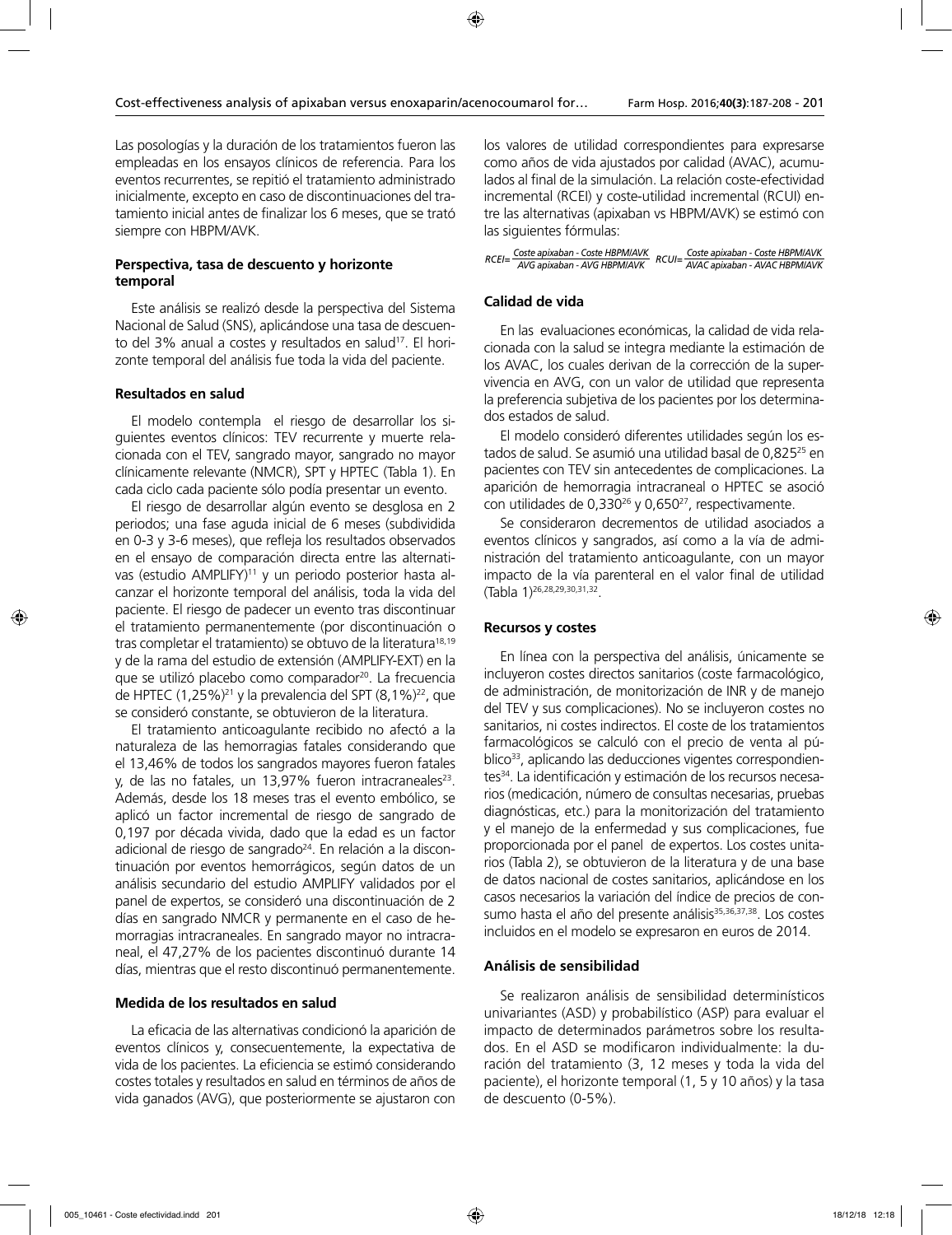Las posologías y la duración de los tratamientos fueron las empleadas en los ensayos clínicos de referencia. Para los eventos recurrentes, se repitió el tratamiento administrado inicialmente, excepto en caso de discontinuaciones del tratamiento inicial antes de finalizar los 6 meses, que se trató siempre con HBPM/AVK.

### Perspectiva, tasa de descuento y horizonte temporal

Este análisis se realizó desde la perspectiva del Sistema Nacional de Salud (SNS), aplicándose una tasa de descuento del 3% anual a costes y resultados en salud[17]. El horizonte temporal del análisis fue toda la vida del paciente.

### Resultados en salud

El modelo contempla el riesgo de desarrollar los siguientes eventos clínicos: TEV recurrente y muerte relacionada con el TEV, sangrado mayor, sangrado no mayor clínicamente relevante (NMCR), SPT y HPTEC (Tabla 1). En cada ciclo cada paciente sólo podía presentar un evento.

El riesgo de desarrollar algún evento se desglosa en 2 periodos; una fase aguda inicial de 6 meses (subdividida en 0-3 y 3-6 meses), que refleja los resultados observados en el ensayo de comparación directa entre las alternativas (estudio AMPLIFY)[11] y un periodo posterior hasta alcanzar el horizonte temporal del análisis, toda la vida del paciente. El riesgo de padecer un evento tras discontinuar el tratamiento permanentemente (por discontinuación o tras completar el tratamiento) se obtuvo de la literatura[18,19] y de la rama del estudio de extensión (AMPLIFY-EXT) en la que se utilizó placebo como comparador[20]. La frecuencia de HPTEC (1,25%)[21] y la prevalencia del SPT (8,1%)[22], que se consideró constante, se obtuvieron de la literatura.

El tratamiento anticoagulante recibido no afectó a la naturaleza de las hemorragias fatales considerando que el 13,46% de todos los sangrados mayores fueron fatales y, de las no fatales, un 13,97% fueron intracraneales[23]. Además, desde los 18 meses tras el evento embólico, se aplicó un factor incremental de riesgo de sangrado de 0,197 por década vivida, dado que la edad es un factor adicional de riesgo de sangrado[24]. En relación a la discontinuación por eventos hemorrágicos, según datos de un análisis secundario del estudio AMPLIFY validados por el panel de expertos, se consideró una discontinuación de 2 días en sangrado NMCR y permanente en el caso de hemorragias intracraneales. En sangrado mayor no intracraneal, el 47,27% de los pacientes discontinuó durante 14 días, mientras que el resto discontinuó permanentemente.

### Medida de los resultados en salud

La eficacia de las alternativas condicionó la aparición de eventos clínicos y, consecuentemente, la expectativa de vida de los pacientes. La eficiencia se estimó considerando costes totales y resultados en salud en términos de años de vida ganados (AVG), que posteriormente se ajustaron con los valores de utilidad correspondientes para expresarse como años de vida ajustados por calidad (AVAC), acumulados al final de la simulación. La relación coste-efectividad incremental (RCEI) y coste-utilidad incremental (RCUI) entre las alternativas (apixaban vs HBPM/AVK) se estimó con las siguientes fórmulas:

$$RCEI = \frac{\text{Coste apixaban - Coste HBPM/AVK}}{\text{AVG apixaban - AVG HBPM/AVK}} \quad RCUI = \frac{\text{Coste apixaban - Coste HBPM/AVK}}{\text{AVAC apixaban - AVAC HBPM/AVK}}$$

### Calidad de vida

En las evaluaciones económicas, la calidad de vida relacionada con la salud se integra mediante la estimación de los AVAC, los cuales derivan de la corrección de la supervivencia en AVG, con un valor de utilidad que representa la preferencia subjetiva de los pacientes por los determinados estados de salud.

El modelo consideró diferentes utilidades según los estados de salud. Se asumió una utilidad basal de 0,825[25] en pacientes con TEV sin antecedentes de complicaciones. La aparición de hemorragia intracraneal o HPTEC se asoció con utilidades de 0,330[26] y 0,650[27], respectivamente.

Se consideraron decrementos de utilidad asociados a eventos clínicos y sangrados, así como a la vía de administración del tratamiento anticoagulante, con un mayor impacto de la vía parenteral en el valor final de utilidad (Tabla 1)[26,28,29,30,31,32].

### Recursos y costes

En línea con la perspectiva del análisis, únicamente se incluyeron costes directos sanitarios (coste farmacológico, de administración, de monitorización de INR y de manejo del TEV y sus complicaciones). No se incluyeron costes no sanitarios, ni costes indirectos. El coste de los tratamientos farmacológicos se calculó con el precio de venta al público[33], aplicando las deducciones vigentes correspondientes[34]. La identificación y estimación de los recursos necesarios (medicación, número de consultas necesarias, pruebas diagnósticas, etc.) para la monitorización del tratamiento y el manejo de la enfermedad y sus complicaciones, fue proporcionada por el panel de expertos. Los costes unitarios (Tabla 2), se obtuvieron de la literatura y de una base de datos nacional de costes sanitarios, aplicándose en los casos necesarios la variación del índice de precios de consumo hasta el año del presente análisis[35,36,37,38]. Los costes incluidos en el modelo se expresaron en euros de 2014.

### Análisis de sensibilidad

Se realizaron análisis de sensibilidad determinísticos univariantes (ASD) y probabilístico (ASP) para evaluar el impacto de determinados parámetros sobre los resultados. En el ASD se modificaron individualmente: la duración del tratamiento (3, 12 meses y toda la vida del paciente), el horizonte temporal (1, 5 y 10 años) y la tasa de descuento (0-5%).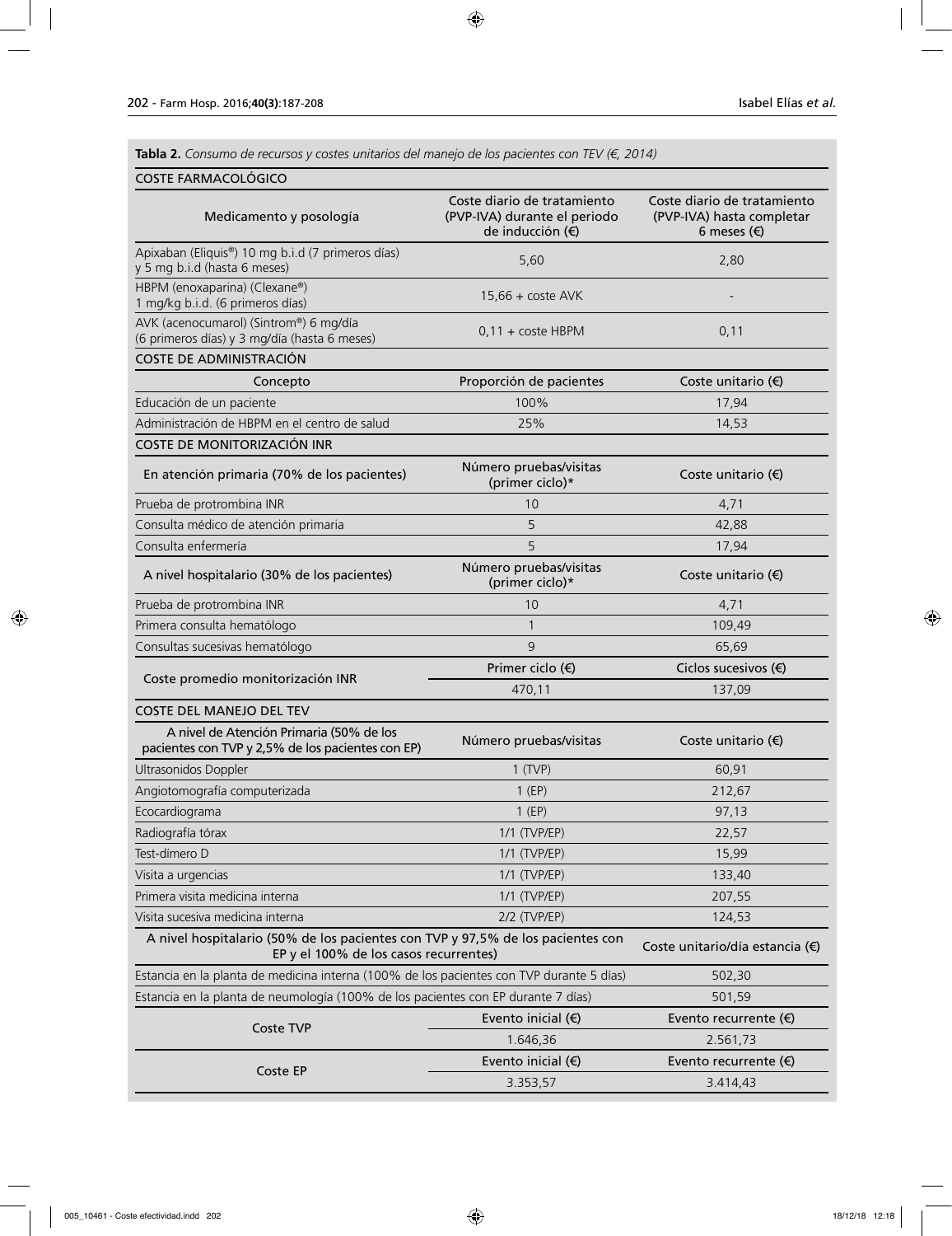**Tabla 2.** *Consumo de recursos y costes unitarios del manejo de los pacientes con TEV (€, 2014)*

| COSTE FARMACOLÓGICO | | |
|---|---|---|
| Medicamento y posología | Coste diario de tratamiento (PVP-IVA) durante el periodo de inducción (€) | Coste diario de tratamiento (PVP-IVA) hasta completar 6 meses (€) |
| Apixaban (Eliquis®) 10 mg b.i.d (7 primeros días) y 5 mg b.i.d (hasta 6 meses) | 5,60 | 2,80 |
| HBPM (enoxaparina) (Clexane®) 1 mg/kg b.i.d. (6 primeros días) | 15,66 + coste AVK | - |
| AVK (acenocumarol) (Sintrom®) 6 mg/día (6 primeros días) y 3 mg/día (hasta 6 meses) | 0,11 + coste HBPM | 0,11 |
| **COSTE DE ADMINISTRACIÓN** | | |
| Concepto | Proporción de pacientes | Coste unitario (€) |
| Educación de un paciente | 100% | 17,94 |
| Administración de HBPM en el centro de salud | 25% | 14,53 |
| **COSTE DE MONITORIZACIÓN INR** | | |
| En atención primaria (70% de los pacientes) | Número pruebas/visitas (primer ciclo)* | Coste unitario (€) |
| Prueba de protrombina INR | 10 | 4,71 |
| Consulta médico de atención primaria | 5 | 42,88 |
| Consulta enfermería | 5 | 17,94 |
| A nivel hospitalario (30% de los pacientes) | Número pruebas/visitas (primer ciclo)* | Coste unitario (€) |
| Prueba de protrombina INR | 10 | 4,71 |
| Primera consulta hematólogo | 1 | 109,49 |
| Consultas sucesivas hematólogo | 9 | 65,69 |
| Coste promedio monitorización INR | Primer ciclo (€) | Ciclos sucesivos (€) |
| | 470,11 | 137,09 |
| **COSTE DEL MANEJO DEL TEV** | | |
| A nivel de Atención Primaria (50% de los pacientes con TVP y 2,5% de los pacientes con EP) | Número pruebas/visitas | Coste unitario (€) |
| Ultrasonidos Doppler | 1 (TVP) | 60,91 |
| Angiotomografía computerizada | 1 (EP) | 212,67 |
| Ecocardiograma | 1 (EP) | 97,13 |
| Radiografía tórax | 1/1 (TVP/EP) | 22,57 |
| Test-dímero D | 1/1 (TVP/EP) | 15,99 |
| Visita a urgencias | 1/1 (TVP/EP) | 133,40 |
| Primera visita medicina interna | 1/1 (TVP/EP) | 207,55 |
| Visita sucesiva medicina interna | 2/2 (TVP/EP) | 124,53 |
| A nivel hospitalario (50% de los pacientes con TVP y 97,5% de los pacientes con EP y el 100% de los casos recurrentes) | | Coste unitario/día estancia (€) |
| Estancia en la planta de medicina interna (100% de los pacientes con TVP durante 5 días) | | 502,30 |
| Estancia en la planta de neumología (100% de los pacientes con EP durante 7 días) | | 501,59 |
| Coste TVP | Evento inicial (€) | Evento recurrente (€) |
| | 1.646,36 | 2.561,73 |
| Coste EP | Evento inicial (€) | Evento recurrente (€) |
| | 3.353,57 | 3.414,43 |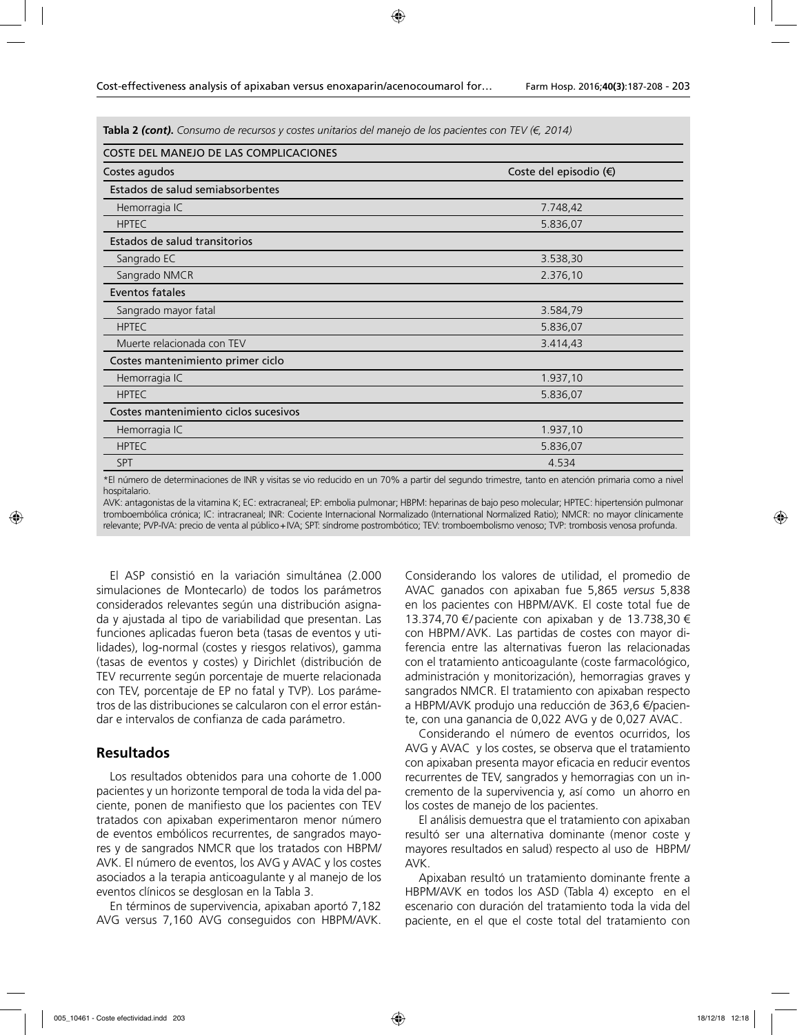**Tabla 2 *(cont)*.** *Consumo de recursos y costes unitarios del manejo de los pacientes con TEV (€, 2014)*

| COSTE DEL MANEJO DE LAS COMPLICACIONES | |
|---|---|
| **Costes agudos** | **Coste del episodio (€)** |
| Estados de salud semiabsorbentes | |
| Hemorragia IC | 7.748,42 |
| HPTEC | 5.836,07 |
| Estados de salud transitorios | |
| Sangrado EC | 3.538,30 |
| Sangrado NMCR | 2.376,10 |
| Eventos fatales | |
| Sangrado mayor fatal | 3.584,79 |
| HPTEC | 5.836,07 |
| Muerte relacionada con TEV | 3.414,43 |
| Costes mantenimiento primer ciclo | |
| Hemorragia IC | 1.937,10 |
| HPTEC | 5.836,07 |
| Costes mantenimiento ciclos sucesivos | |
| Hemorragia IC | 1.937,10 |
| HPTEC | 5.836,07 |
| SPT | 4.534 |

*El número de determinaciones de INR y visitas se vio reducido en un 70% a partir del segundo trimestre, tanto en atención primaria como a nivel hospitalario.

AVK: antagonistas de la vitamina K; EC: extracraneal; EP: embolia pulmonar; HBPM: heparinas de bajo peso molecular; HPTEC: hipertensión pulmonar tromboembólica crónica; IC: intracraneal; INR: Cociente Internacional Normalizado (International Normalized Ratio); NMCR: no mayor clínicamente relevante; PVP-IVA: precio de venta al público+IVA; SPT: síndrome postrombótico; TEV: tromboembolismo venoso; TVP: trombosis venosa profunda.

El ASP consistió en la variación simultánea (2.000 simulaciones de Montecarlo) de todos los parámetros considerados relevantes según una distribución asignada y ajustada al tipo de variabilidad que presentan. Las funciones aplicadas fueron beta (tasas de eventos y utilidades), log-normal (costes y riesgos relativos), gamma (tasas de eventos y costes) y Dirichlet (distribución de TEV recurrente según porcentaje de muerte relacionada con TEV, porcentaje de EP no fatal y TVP). Los parámetros de las distribuciones se calcularon con el error estándar e intervalos de confianza de cada parámetro.

## Resultados

Los resultados obtenidos para una cohorte de 1.000 pacientes y un horizonte temporal de toda la vida del paciente, ponen de manifiesto que los pacientes con TEV tratados con apixaban experimentaron menor número de eventos embólicos recurrentes, de sangrados mayores y de sangrados NMCR que los tratados con HBPM/AVK. El número de eventos, los AVG y AVAC y los costes asociados a la terapia anticoagulante y al manejo de los eventos clínicos se desglosan en la Tabla 3.

En términos de supervivencia, apixaban aportó 7,182 AVG versus 7,160 AVG conseguidos con HBPM/AVK. Considerando los valores de utilidad, el promedio de AVAC ganados con apixaban fue 5,865 *versus* 5,838 en los pacientes con HBPM/AVK. El coste total fue de 13.374,70 €/paciente con apixaban y de 13.738,30 € con HBPM/AVK. Las partidas de costes con mayor diferencia entre las alternativas fueron las relacionadas con el tratamiento anticoagulante (coste farmacológico, administración y monitorización), hemorragias graves y sangrados NMCR. El tratamiento con apixaban respecto a HBPM/AVK produjo una reducción de 363,6 €/paciente, con una ganancia de 0,022 AVG y de 0,027 AVAC.

Considerando el número de eventos ocurridos, los AVG y AVAC y los costes, se observa que el tratamiento con apixaban presenta mayor eficacia en reducir eventos recurrentes de TEV, sangrados y hemorragias con un incremento de la supervivencia y, así como un ahorro en los costes de manejo de los pacientes.

El análisis demuestra que el tratamiento con apixaban resultó ser una alternativa dominante (menor coste y mayores resultados en salud) respecto al uso de HBPM/AVK.

Apixaban resultó un tratamiento dominante frente a HBPM/AVK en todos los ASD (Tabla 4) excepto en el escenario con duración del tratamiento toda la vida del paciente, en el que el coste total del tratamiento con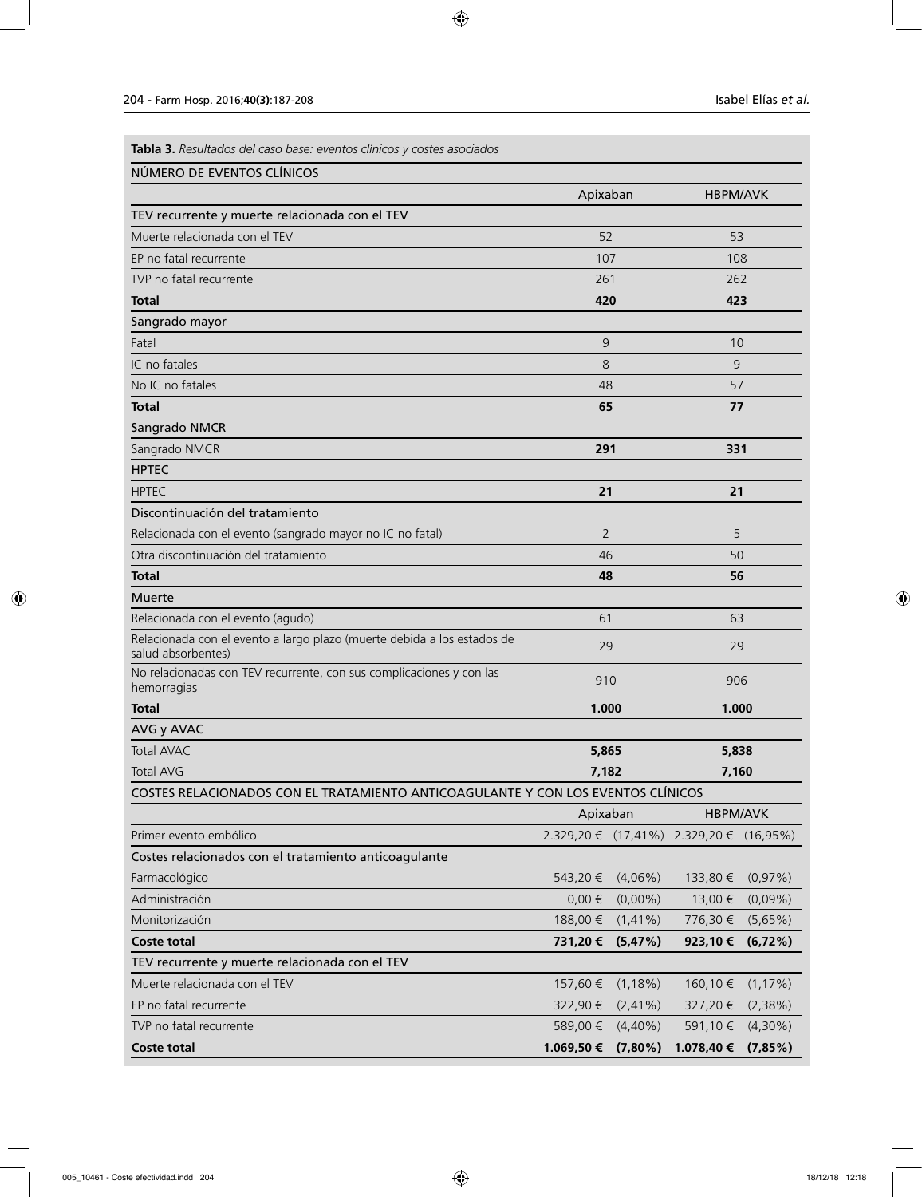**Tabla 3.** *Resultados del caso base: eventos clínicos y costes asociados*

| NÚMERO DE EVENTOS CLÍNICOS | | |
|---|---|---|
| | Apixaban | HBPM/AVK |
| **TEV recurrente y muerte relacionada con el TEV** | | |
| Muerte relacionada con el TEV | 52 | 53 |
| EP no fatal recurrente | 107 | 108 |
| TVP no fatal recurrente | 261 | 262 |
| **Total** | **420** | **423** |
| **Sangrado mayor** | | |
| Fatal | 9 | 10 |
| IC no fatales | 8 | 9 |
| No IC no fatales | 48 | 57 |
| **Total** | **65** | **77** |
| **Sangrado NMCR** | | |
| Sangrado NMCR | **291** | **331** |
| **HPTEC** | | |
| HPTEC | **21** | **21** |
| **Discontinuación del tratamiento** | | |
| Relacionada con el evento (sangrado mayor no IC no fatal) | 2 | 5 |
| Otra discontinuación del tratamiento | 46 | 50 |
| **Total** | **48** | **56** |
| **Muerte** | | |
| Relacionada con el evento (agudo) | 61 | 63 |
| Relacionada con el evento a largo plazo (muerte debida a los estados de salud absorbentes) | 29 | 29 |
| No relacionadas con TEV recurrente, con sus complicaciones y con las hemorragias | 910 | 906 |
| **Total** | **1.000** | **1.000** |
| **AVG y AVAC** | | |
| Total AVAC | **5,865** | **5,838** |
| Total AVG | **7,182** | **7,160** |

| COSTES RELACIONADOS CON EL TRATAMIENTO ANTICOAGULANTE Y CON LOS EVENTOS CLÍNICOS | | | | |
|---|---|---|---|---|
| | Apixaban | | HBPM/AVK | |
| Primer evento embólico | 2.329,20 € | (17,41%) | 2.329,20 € | (16,95%) |
| **Costes relacionados con el tratamiento anticoagulante** | | | | |
| Farmacológico | 543,20 € | (4,06%) | 133,80 € | (0,97%) |
| Administración | 0,00 € | (0,00%) | 13,00 € | (0,09%) |
| Monitorización | 188,00 € | (1,41%) | 776,30 € | (5,65%) |
| **Coste total** | **731,20 €** | **(5,47%)** | **923,10 €** | **(6,72%)** |
| **TEV recurrente y muerte relacionada con el TEV** | | | | |
| Muerte relacionada con el TEV | 157,60 € | (1,18%) | 160,10 € | (1,17%) |
| EP no fatal recurrente | 322,90 € | (2,41%) | 327,20 € | (2,38%) |
| TVP no fatal recurrente | 589,00 € | (4,40%) | 591,10 € | (4,30%) |
| **Coste total** | **1.069,50 €** | **(7,80%)** | **1.078,40 €** | **(7,85%)** |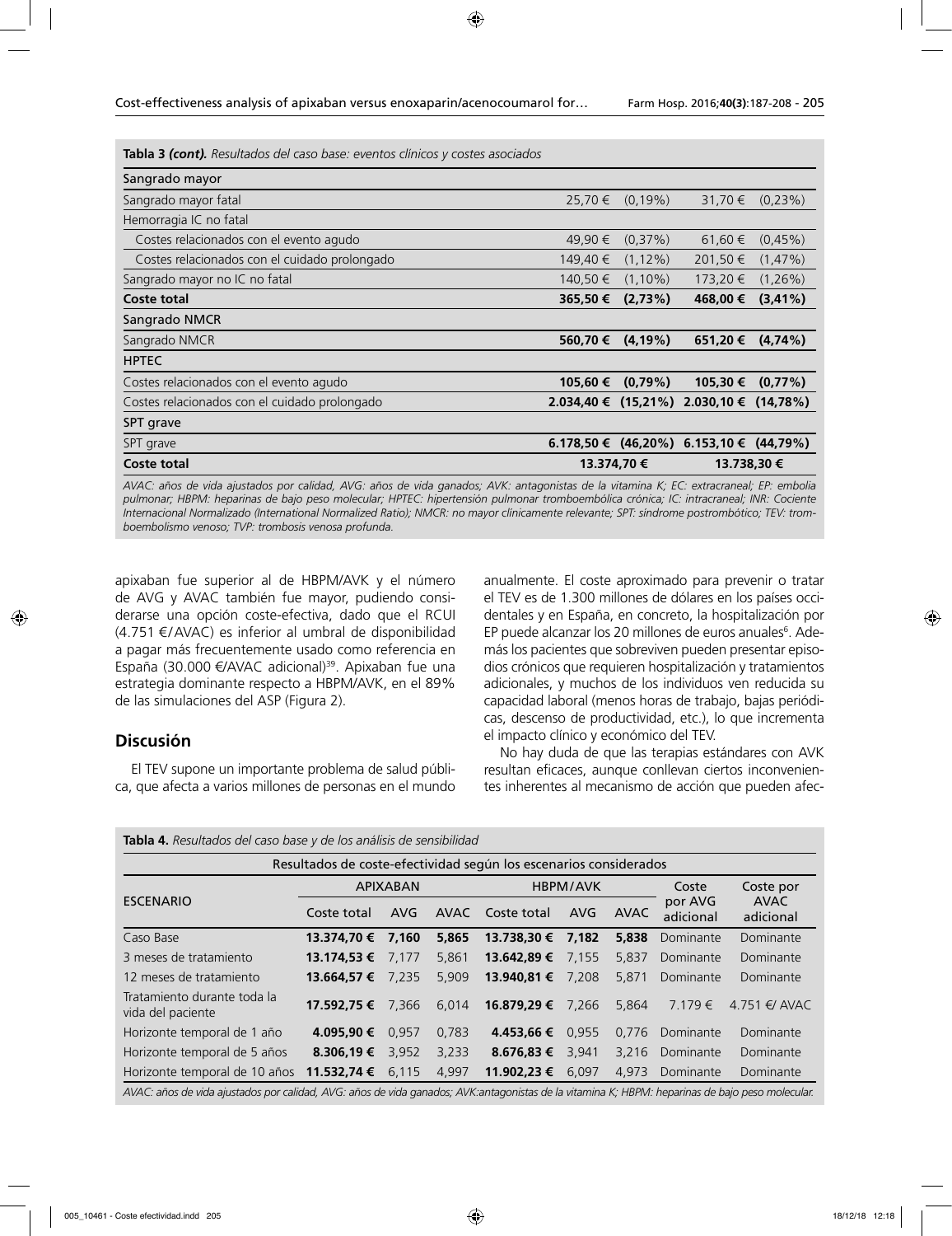**Tabla 3 *(cont).*** *Resultados del caso base: eventos clínicos y costes asociados*

| | | | | |
|---|---|---|---|---|
| Sangrado mayor | | | | |
| Sangrado mayor fatal | 25,70 € | (0,19%) | 31,70 € | (0,23%) |
| Hemorragia IC no fatal | | | | |
| Costes relacionados con el evento agudo | 49,90 € | (0,37%) | 61,60 € | (0,45%) |
| Costes relacionados con el cuidado prolongado | 149,40 € | (1,12%) | 201,50 € | (1,47%) |
| Sangrado mayor no IC no fatal | 140,50 € | (1,10%) | 173,20 € | (1,26%) |
| **Coste total** | **365,50 €** | **(2,73%)** | **468,00 €** | **(3,41%)** |
| Sangrado NMCR | | | | |
| Sangrado NMCR | **560,70 €** | **(4,19%)** | **651,20 €** | **(4,74%)** |
| HPTEC | | | | |
| Costes relacionados con el evento agudo | **105,60 €** | **(0,79%)** | **105,30 €** | **(0,77%)** |
| Costes relacionados con el cuidado prolongado | **2.034,40 €** | **(15,21%)** | **2.030,10 €** | **(14,78%)** |
| SPT grave | | | | |
| SPT grave | **6.178,50 €** | **(46,20%)** | **6.153,10 €** | **(44,79%)** |
| **Coste total** | **13.374,70 €** | | **13.738,30 €** | |

*AVAC: años de vida ajustados por calidad, AVG: años de vida ganados; AVK: antagonistas de la vitamina K; EC: extracraneal; EP: embolia pulmonar; HBPM: heparinas de bajo peso molecular; HPTEC: hipertensión pulmonar tromboembólica crónica; IC: intracraneal; INR: Cociente Internacional Normalizado (International Normalized Ratio); NMCR: no mayor clínicamente relevante; SPT: síndrome postrombótico; TEV: tromboembolismo venoso; TVP: trombosis venosa profunda.*

apixaban fue superior al de HBPM/AVK y el número de AVG y AVAC también fue mayor, pudiendo considerarse una opción coste-efectiva, dado que el RCUI (4.751 €/AVAC) es inferior al umbral de disponibilidad a pagar más frecuentemente usado como referencia en España (30.000 €/AVAC adicional)[39]. Apixaban fue una estrategia dominante respecto a HBPM/AVK, en el 89% de las simulaciones del ASP (Figura 2).

## Discusión

El TEV supone un importante problema de salud pública, que afecta a varios millones de personas en el mundo anualmente. El coste aproximado para prevenir o tratar el TEV es de 1.300 millones de dólares en los países occidentales y en España, en concreto, la hospitalización por EP puede alcanzar los 20 millones de euros anuales[6]. Además los pacientes que sobreviven pueden presentar episodios crónicos que requieren hospitalización y tratamientos adicionales, y muchos de los individuos ven reducida su capacidad laboral (menos horas de trabajo, bajas periódicas, descenso de productividad, etc.), lo que incrementa el impacto clínico y económico del TEV.

No hay duda de que las terapias estándares con AVK resultan eficaces, aunque conllevan ciertos inconvenientes inherentes al mecanismo de acción que pueden afec-

**Tabla 4.** *Resultados del caso base y de los análisis de sensibilidad*

| Resultados de coste-efectividad según los escenarios considerados | | | | | | | | |
|---|---|---|---|---|---|---|---|---|
| ESCENARIO | APIXABAN | | | HBPM/AVK | | | Coste por AVG adicional | Coste por AVAC adicional |
| | Coste total | AVG | AVAC | Coste total | AVG | AVAC | | |
| Caso Base | **13.374,70 €** | **7,160** | **5,865** | **13.738,30 €** | **7,182** | **5,838** | Dominante | Dominante |
| 3 meses de tratamiento | **13.174,53 €** | 7,177 | 5,861 | **13.642,89 €** | 7,155 | 5,837 | Dominante | Dominante |
| 12 meses de tratamiento | **13.664,57 €** | 7,235 | 5,909 | **13.940,81 €** | 7,208 | 5,871 | Dominante | Dominante |
| Tratamiento durante toda la vida del paciente | **17.592,75 €** | 7,366 | 6,014 | **16.879,29 €** | 7,266 | 5,864 | 7.179 € | 4.751 €/ AVAC |
| Horizonte temporal de 1 año | **4.095,90 €** | 0,957 | 0,783 | **4.453,66 €** | 0,955 | 0,776 | Dominante | Dominante |
| Horizonte temporal de 5 años | **8.306,19 €** | 3,952 | 3,233 | **8.676,83 €** | 3,941 | 3,216 | Dominante | Dominante |
| Horizonte temporal de 10 años | **11.532,74 €** | 6,115 | 4,997 | **11.902,23 €** | 6,097 | 4,973 | Dominante | Dominante |

*AVAC: años de vida ajustados por calidad, AVG: años de vida ganados; AVK:antagonistas de la vitamina K; HBPM: heparinas de bajo peso molecular.*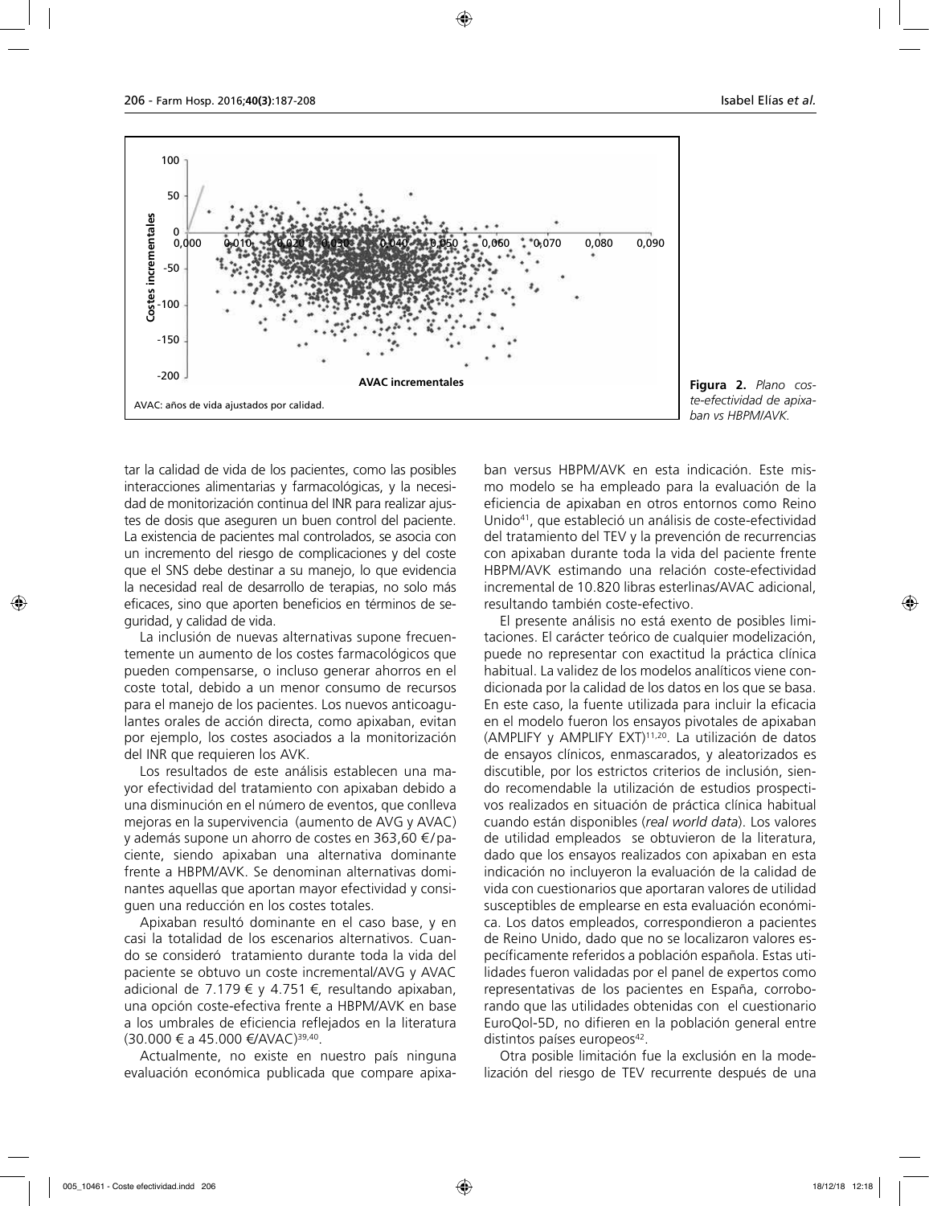**Figura 2.** *Plano coste-efectividad de apixaban vs HBPM/AVK.*

AVAC: años de vida ajustados por calidad.

tar la calidad de vida de los pacientes, como las posibles interacciones alimentarias y farmacológicas, y la necesidad de monitorización continua del INR para realizar ajustes de dosis que aseguren un buen control del paciente. La existencia de pacientes mal controlados, se asocia con un incremento del riesgo de complicaciones y del coste que el SNS debe destinar a su manejo, lo que evidencia la necesidad real de desarrollo de terapias, no solo más eficaces, sino que aporten beneficios en términos de seguridad, y calidad de vida.

La inclusión de nuevas alternativas supone frecuentemente un aumento de los costes farmacológicos que pueden compensarse, o incluso generar ahorros en el coste total, debido a un menor consumo de recursos para el manejo de los pacientes. Los nuevos anticoagulantes orales de acción directa, como apixaban, evitan por ejemplo, los costes asociados a la monitorización del INR que requieren los AVK.

Los resultados de este análisis establecen una mayor efectividad del tratamiento con apixaban debido a una disminución en el número de eventos, que conlleva mejoras en la supervivencia (aumento de AVG y AVAC) y además supone un ahorro de costes en 363,60 €/paciente, siendo apixaban una alternativa dominante frente a HBPM/AVK. Se denominan alternativas dominantes aquellas que aportan mayor efectividad y consiguen una reducción en los costes totales.

Apixaban resultó dominante en el caso base, y en casi la totalidad de los escenarios alternativos. Cuando se consideró tratamiento durante toda la vida del paciente se obtuvo un coste incremental/AVG y AVAC adicional de 7.179 € y 4.751 €, resultando apixaban, una opción coste-efectiva frente a HBPM/AVK en base a los umbrales de eficiencia reflejados en la literatura (30.000 € a 45.000 €/AVAC)[39,40].

Actualmente, no existe en nuestro país ninguna evaluación económica publicada que compare apixaban versus HBPM/AVK en esta indicación. Este mismo modelo se ha empleado para la evaluación de la eficiencia de apixaban en otros entornos como Reino Unido[41], que estableció un análisis de coste-efectividad del tratamiento del TEV y la prevención de recurrencias con apixaban durante toda la vida del paciente frente HBPM/AVK estimando una relación coste-efectividad incremental de 10.820 libras esterlinas/AVAC adicional, resultando también coste-efectivo.

El presente análisis no está exento de posibles limitaciones. El carácter teórico de cualquier modelización, puede no representar con exactitud la práctica clínica habitual. La validez de los modelos analíticos viene condicionada por la calidad de los datos en los que se basa. En este caso, la fuente utilizada para incluir la eficacia en el modelo fueron los ensayos pivotales de apixaban (AMPLIFY y AMPLIFY EXT)[11,20]. La utilización de datos de ensayos clínicos, enmascarados, y aleatorizados es discutible, por los estrictos criterios de inclusión, siendo recomendable la utilización de estudios prospectivos realizados en situación de práctica clínica habitual cuando están disponibles (*real world data*). Los valores de utilidad empleados se obtuvieron de la literatura, dado que los ensayos realizados con apixaban en esta indicación no incluyeron la evaluación de la calidad de vida con cuestionarios que aportaran valores de utilidad susceptibles de emplearse en esta evaluación económica. Los datos empleados, correspondieron a pacientes de Reino Unido, dado que no se localizaron valores específicamente referidos a población española. Estas utilidades fueron validadas por el panel de expertos como representativas de los pacientes en España, corroborando que las utilidades obtenidas con el cuestionario EuroQol-5D, no difieren en la población general entre distintos países europeos[42].

Otra posible limitación fue la exclusión en la modelización del riesgo de TEV recurrente después de una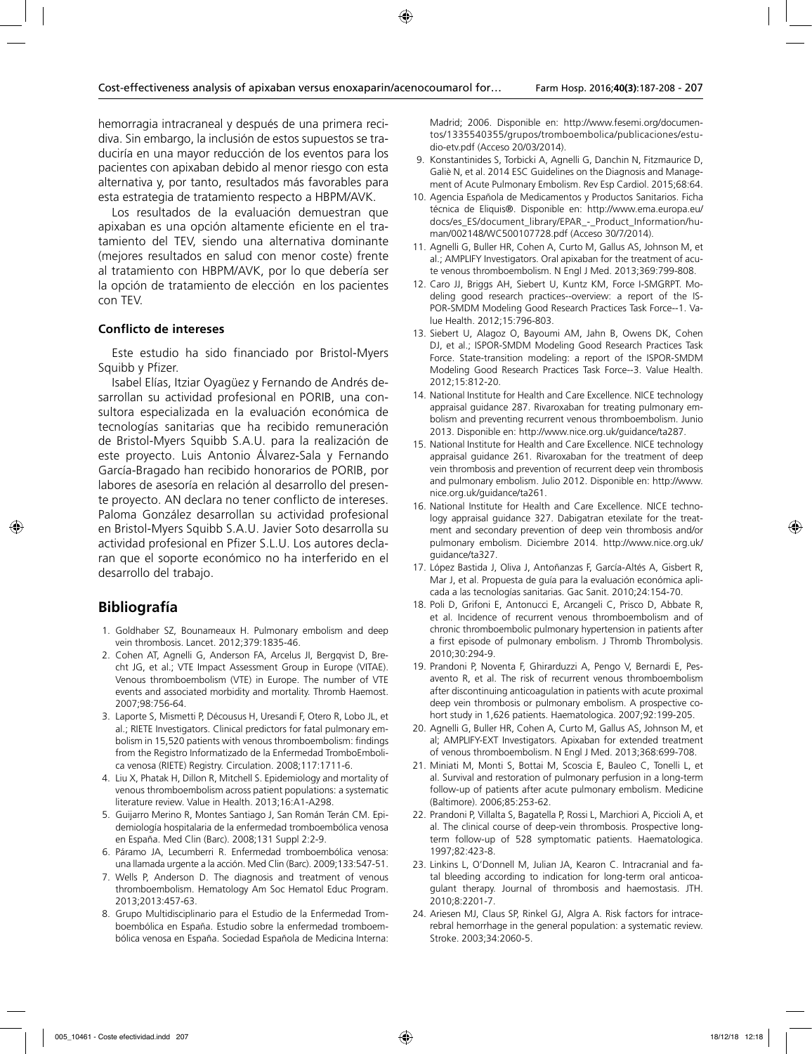hemorragia intracraneal y después de una primera recidiva. Sin embargo, la inclusión de estos supuestos se traduciría en una mayor reducción de los eventos para los pacientes con apixaban debido al menor riesgo con esta alternativa y, por tanto, resultados más favorables para esta estrategia de tratamiento respecto a HBPM/AVK.

Los resultados de la evaluación demuestran que apixaban es una opción altamente eficiente en el tratamiento del TEV, siendo una alternativa dominante (mejores resultados en salud con menor coste) frente al tratamiento con HBPM/AVK, por lo que debería ser la opción de tratamiento de elección en los pacientes con TEV.

#### Conflicto de intereses

Este estudio ha sido financiado por Bristol-Myers Squibb y Pfizer.

Isabel Elías, Itziar Oyagüez y Fernando de Andrés desarrollan su actividad profesional en PORIB, una consultora especializada en la evaluación económica de tecnologías sanitarias que ha recibido remuneración de Bristol-Myers Squibb S.A.U. para la realización de este proyecto. Luis Antonio Álvarez-Sala y Fernando García-Bragado han recibido honorarios de PORIB, por labores de asesoría en relación al desarrollo del presente proyecto. AN declara no tener conflicto de intereses. Paloma González desarrollan su actividad profesional en Bristol-Myers Squibb S.A.U. Javier Soto desarrolla su actividad profesional en Pfizer S.L.U. Los autores declaran que el soporte económico no ha interferido en el desarrollo del trabajo.

## Bibliografía

1. Goldhaber SZ, Bounameaux H. Pulmonary embolism and deep vein thrombosis. Lancet. 2012;379:1835-46.
2. Cohen AT, Agnelli G, Anderson FA, Arcelus JI, Bergqvist D, Brecht JG, et al.; VTE Impact Assessment Group in Europe (VITAE). Venous thromboembolism (VTE) in Europe. The number of VTE events and associated morbidity and mortality. Thromb Haemost. 2007;98:756-64.
3. Laporte S, Mismetti P, Décousus H, Uresandi F, Otero R, Lobo JL, et al.; RIETE Investigators. Clinical predictors for fatal pulmonary embolism in 15,520 patients with venous thromboembolism: findings from the Registro Informatizado de la Enfermedad TromboEmbolica venosa (RIETE) Registry. Circulation. 2008;117:1711-6.
4. Liu X, Phatak H, Dillon R, Mitchell S. Epidemiology and mortality of venous thromboembolism across patient populations: a systematic literature review. Value in Health. 2013;16:A1-A298.
5. Guijarro Merino R, Montes Santiago J, San Román Terán CM. Epidemiología hospitalaria de la enfermedad tromboembólica venosa en España. Med Clin (Barc). 2008;131 Suppl 2:2-9.
6. Páramo JA, Lecumberri R. Enfermedad tromboembólica venosa: una llamada urgente a la acción. Med Clin (Barc). 2009;133:547-51.
7. Wells P, Anderson D. The diagnosis and treatment of venous thromboembolism. Hematology Am Soc Hematol Educ Program. 2013;2013:457-63.
8. Grupo Multidisciplinario para el Estudio de la Enfermedad Tromboembólica en España. Estudio sobre la enfermedad tromboembólica venosa en España. Sociedad Española de Medicina Interna: Madrid; 2006. Disponible en: http://www.fesemi.org/documentos/1335540355/grupos/tromboembolica/publicaciones/estudio-etv.pdf (Acceso 20/03/2014).
9. Konstantinides S, Torbicki A, Agnelli G, Danchin N, Fitzmaurice D, Galiè N, et al. 2014 ESC Guidelines on the Diagnosis and Management of Acute Pulmonary Embolism. Rev Esp Cardiol. 2015;68:64.
10. Agencia Española de Medicamentos y Productos Sanitarios. Ficha técnica de Eliquis®. Disponible en: http://www.ema.europa.eu/docs/es_ES/document_library/EPAR_-_Product_Information/human/002148/WC500107728.pdf (Acceso 30/7/2014).
11. Agnelli G, Buller HR, Cohen A, Curto M, Gallus AS, Johnson M, et al.; AMPLIFY Investigators. Oral apixaban for the treatment of acute venous thromboembolism. N Engl J Med. 2013;369:799-808.
12. Caro JJ, Briggs AH, Siebert U, Kuntz KM, Force I-SMGRPT. Modeling good research practices--overview: a report of the ISPOR-SMDM Modeling Good Research Practices Task Force--1. Value Health. 2012;15:796-803.
13. Siebert U, Alagoz O, Bayoumi AM, Jahn B, Owens DK, Cohen DJ, et al.; ISPOR-SMDM Modeling Good Research Practices Task Force. State-transition modeling: a report of the ISPOR-SMDM Modeling Good Research Practices Task Force--3. Value Health. 2012;15:812-20.
14. National Institute for Health and Care Excellence. NICE technology appraisal guidance 287. Rivaroxaban for treating pulmonary embolism and preventing recurrent venous thromboembolism. Junio 2013. Disponible en: http://www.nice.org.uk/guidance/ta287.
15. National Institute for Health and Care Excellence. NICE technology appraisal guidance 261. Rivaroxaban for the treatment of deep vein thrombosis and prevention of recurrent deep vein thrombosis and pulmonary embolism. Julio 2012. Disponible en: http://www.nice.org.uk/guidance/ta261.
16. National Institute for Health and Care Excellence. NICE technology appraisal guidance 327. Dabigatran etexilate for the treatment and secondary prevention of deep vein thrombosis and/or pulmonary embolism. Diciembre 2014. http://www.nice.org.uk/guidance/ta327.
17. López Bastida J, Oliva J, Antoñanzas F, García-Altés A, Gisbert R, Mar J, et al. Propuesta de guía para la evaluación económica aplicada a las tecnologías sanitarias. Gac Sanit. 2010;24:154-70.
18. Poli D, Grifoni E, Antonucci E, Arcangeli C, Prisco D, Abbate R, et al. Incidence of recurrent venous thromboembolism and of chronic thromboembolic pulmonary hypertension in patients after a first episode of pulmonary embolism. J Thromb Thrombolysis. 2010;30:294-9.
19. Prandoni P, Noventa F, Ghirarduzzi A, Pengo V, Bernardi E, Pesavento R, et al. The risk of recurrent venous thromboembolism after discontinuing anticoagulation in patients with acute proximal deep vein thrombosis or pulmonary embolism. A prospective cohort study in 1,626 patients. Haematologica. 2007;92:199-205.
20. Agnelli G, Buller HR, Cohen A, Curto M, Gallus AS, Johnson M, et al; AMPLIFY-EXT Investigators. Apixaban for extended treatment of venous thromboembolism. N Engl J Med. 2013;368:699-708.
21. Miniati M, Monti S, Bottai M, Scoscia E, Bauleo C, Tonelli L, et al. Survival and restoration of pulmonary perfusion in a long-term follow-up of patients after acute pulmonary embolism. Medicine (Baltimore). 2006;85:253-62.
22. Prandoni P, Villalta S, Bagatella P, Rossi L, Marchiori A, Piccioli A, et al. The clinical course of deep-vein thrombosis. Prospective long-term follow-up of 528 symptomatic patients. Haematologica. 1997;82:423-8.
23. Linkins L, O'Donnell M, Julian JA, Kearon C. Intracranial and fatal bleeding according to indication for long-term oral anticoagulant therapy. Journal of thrombosis and haemostasis. JTH. 2010;8:2201-7.
24. Ariesen MJ, Claus SP, Rinkel GJ, Algra A. Risk factors for intracerebral hemorrhage in the general population: a systematic review. Stroke. 2003;34:2060-5.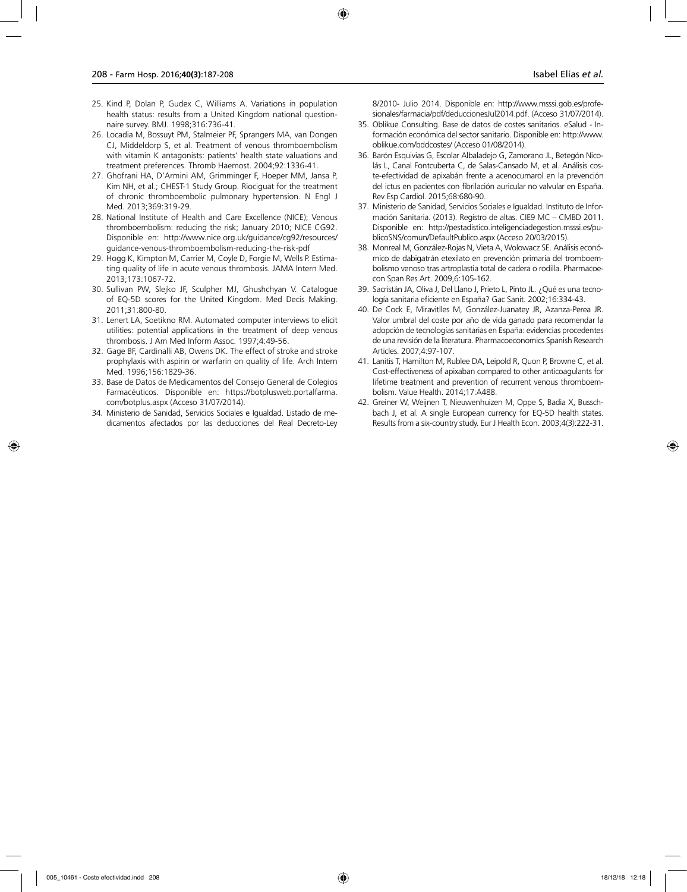25. Kind P, Dolan P, Gudex C, Williams A. Variations in population health status: results from a United Kingdom national questionnaire survey. BMJ. 1998;316:736-41.
26. Locadia M, Bossuyt PM, Stalmeier PF, Sprangers MA, van Dongen CJ, Middeldorp S, et al. Treatment of venous thromboembolism with vitamin K antagonists: patients' health state valuations and treatment preferences. Thromb Haemost. 2004;92:1336-41.
27. Ghofrani HA, D'Armini AM, Grimminger F, Hoeper MM, Jansa P, Kim NH, et al.; CHEST-1 Study Group. Riociguat for the treatment of chronic thromboembolic pulmonary hypertension. N Engl J Med. 2013;369:319-29.
28. National Institute of Health and Care Excellence (NICE); Venous thromboembolism: reducing the risk; January 2010; NICE CG92. Disponible en: http://www.nice.org.uk/guidance/cg92/resources/guidance-venous-thromboembolism-reducing-the-risk-pdf
29. Hogg K, Kimpton M, Carrier M, Coyle D, Forgie M, Wells P. Estimating quality of life in acute venous thrombosis. JAMA Intern Med. 2013;173:1067-72.
30. Sullivan PW, Slejko JF, Sculpher MJ, Ghushchyan V. Catalogue of EQ-5D scores for the United Kingdom. Med Decis Making. 2011;31:800-80.
31. Lenert LA, Soetikno RM. Automated computer interviews to elicit utilities: potential applications in the treatment of deep venous thrombosis. J Am Med Inform Assoc. 1997;4:49-56.
32. Gage BF, Cardinalli AB, Owens DK. The effect of stroke and stroke prophylaxis with aspirin or warfarin on quality of life. Arch Intern Med. 1996;156:1829-36.
33. Base de Datos de Medicamentos del Consejo General de Colegios Farmacéuticos. Disponible en: https://botplusweb.portalfarma.com/botplus.aspx (Acceso 31/07/2014).
34. Ministerio de Sanidad, Servicios Sociales e Igualdad. Listado de medicamentos afectados por las deducciones del Real Decreto-Ley 8/2010- Julio 2014. Disponible en: http://www.msssi.gob.es/profesionales/farmacia/pdf/deduccionesJul2014.pdf. (Acceso 31/07/2014).
35. Oblikue Consulting. Base de datos de costes sanitarios. eSalud - Información económica del sector sanitario. Disponible en: http://www.oblikue.com/bddcostes/ (Acceso 01/08/2014).
36. Barón Esquivias G, Escolar Albaladejo G, Zamorano JL, Betegón Nicolás L, Canal Fontcuberta C, de Salas-Cansado M, et al. Análisis coste-efectividad de apixabán frente a acenocumarol en la prevención del ictus en pacientes con fibrilación auricular no valvular en España. Rev Esp Cardiol. 2015;68:680-90.
37. Ministerio de Sanidad, Servicios Sociales e Igualdad. Instituto de Información Sanitaria. (2013). Registro de altas. CIE9 MC – CMBD 2011. Disponible en: http://pestadistico.inteligenciadegestion.msssi.es/publicoSNS/comun/DefaultPublico.aspx (Acceso 20/03/2015).
38. Monreal M, González-Rojas N, Vieta A, Wolowacz SE. Análisis económico de dabigatrán etexilato en prevención primaria del tromboembolismo venoso tras artroplastia total de cadera o rodilla. Pharmacoecon Span Res Art. 2009,6:105-162.
39. Sacristán JA, Oliva J, Del Llano J, Prieto L, Pinto JL. ¿Qué es una tecnología sanitaria eficiente en España? Gac Sanit. 2002;16:334-43.
40. De Cock E, Miravitlles M, González-Juanatey JR, Azanza-Perea JR. Valor umbral del coste por año de vida ganado para recomendar la adopción de tecnologías sanitarias en España: evidencias procedentes de una revisión de la literatura. Pharmacoeconomics Spanish Research Articles. 2007;4:97-107.
41. Lanitis T, Hamilton M, Rublee DA, Leipold R, Quon P, Browne C, et al. Cost-effectiveness of apixaban compared to other anticoagulants for lifetime treatment and prevention of recurrent venous thromboembolism. Value Health. 2014;17:A488.
42. Greiner W, Weijnen T, Nieuwenhuizen M, Oppe S, Badia X, Busschbach J, et al. A single European currency for EQ-5D health states. Results from a six-country study. Eur J Health Econ. 2003;4(3):222-31.